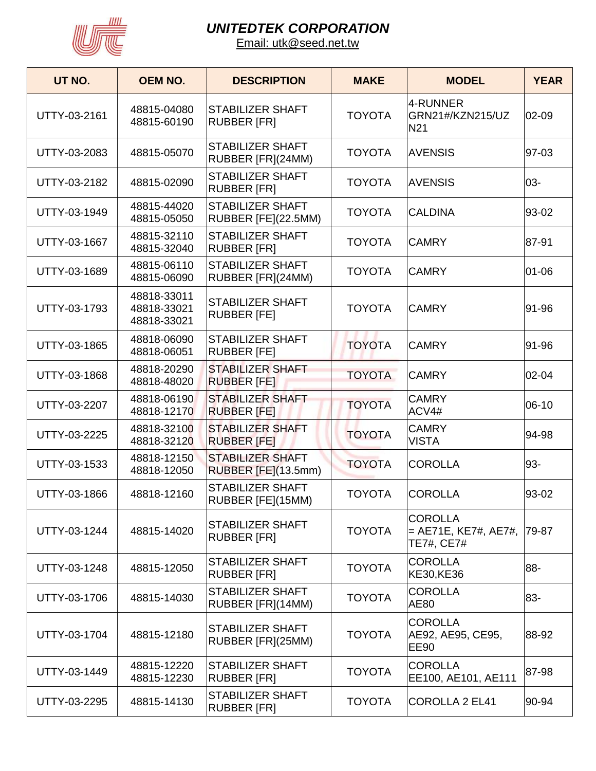# UNITEDTEK CORPORATION

Email: utk@seed.net.tw

| UT NO. | OEM NO. | DESCRIPTION | MAKE | MODEL | YEAR |
|---|---|---|---|---|---|
| UTTY-03-2161 | 48815-04080<br>48815-60190 | STABILIZER SHAFT RUBBER [FR] | TOYOTA | 4-RUNNER GRN21#/KZN215/UZN21 | 02-09 |
| UTTY-03-2083 | 48815-05070 | STABILIZER SHAFT RUBBER [FR](24MM) | TOYOTA | AVENSIS | 97-03 |
| UTTY-03-2182 | 48815-02090 | STABILIZER SHAFT RUBBER [FR] | TOYOTA | AVENSIS | 03- |
| UTTY-03-1949 | 48815-44020<br>48815-05050 | STABILIZER SHAFT RUBBER [FE](22.5MM) | TOYOTA | CALDINA | 93-02 |
| UTTY-03-1667 | 48815-32110<br>48815-32040 | STABILIZER SHAFT RUBBER [FR] | TOYOTA | CAMRY | 87-91 |
| UTTY-03-1689 | 48815-06110<br>48815-06090 | STABILIZER SHAFT RUBBER [FR](24MM) | TOYOTA | CAMRY | 01-06 |
| UTTY-03-1793 | 48818-33011<br>48818-33021<br>48818-33021 | STABILIZER SHAFT RUBBER [FE] | TOYOTA | CAMRY | 91-96 |
| UTTY-03-1865 | 48818-06090<br>48818-06051 | STABILIZER SHAFT RUBBER [FE] | TOYOTA | CAMRY | 91-96 |
| UTTY-03-1868 | 48818-20290<br>48818-48020 | STABILIZER SHAFT RUBBER [FE] | TOYOTA | CAMRY | 02-04 |
| UTTY-03-2207 | 48818-06190<br>48818-12170 | STABILIZER SHAFT RUBBER [FE] | TOYOTA | CAMRY ACV4# | 06-10 |
| UTTY-03-2225 | 48818-32100<br>48818-32120 | STABILIZER SHAFT RUBBER [FE] | TOYOTA | CAMRY VISTA | 94-98 |
| UTTY-03-1533 | 48818-12150<br>48818-12050 | STABILIZER SHAFT RUBBER [FE](13.5mm) | TOYOTA | COROLLA | 93- |
| UTTY-03-1866 | 48818-12160 | STABILIZER SHAFT RUBBER [FE](15MM) | TOYOTA | COROLLA | 93-02 |
| UTTY-03-1244 | 48815-14020 | STABILIZER SHAFT RUBBER [FR] | TOYOTA | COROLLA = AE71E, KE7#, AE7#, TE7#, CE7# | 79-87 |
| UTTY-03-1248 | 48815-12050 | STABILIZER SHAFT RUBBER [FR] | TOYOTA | COROLLA KE30,KE36 | 88- |
| UTTY-03-1706 | 48815-14030 | STABILIZER SHAFT RUBBER [FR](14MM) | TOYOTA | COROLLA AE80 | 83- |
| UTTY-03-1704 | 48815-12180 | STABILIZER SHAFT RUBBER [FR](25MM) | TOYOTA | COROLLA AE92, AE95, CE95, EE90 | 88-92 |
| UTTY-03-1449 | 48815-12220<br>48815-12230 | STABILIZER SHAFT RUBBER [FR] | TOYOTA | COROLLA EE100, AE101, AE111 | 87-98 |
| UTTY-03-2295 | 48815-14130 | STABILIZER SHAFT RUBBER [FR] | TOYOTA | COROLLA 2 EL41 | 90-94 |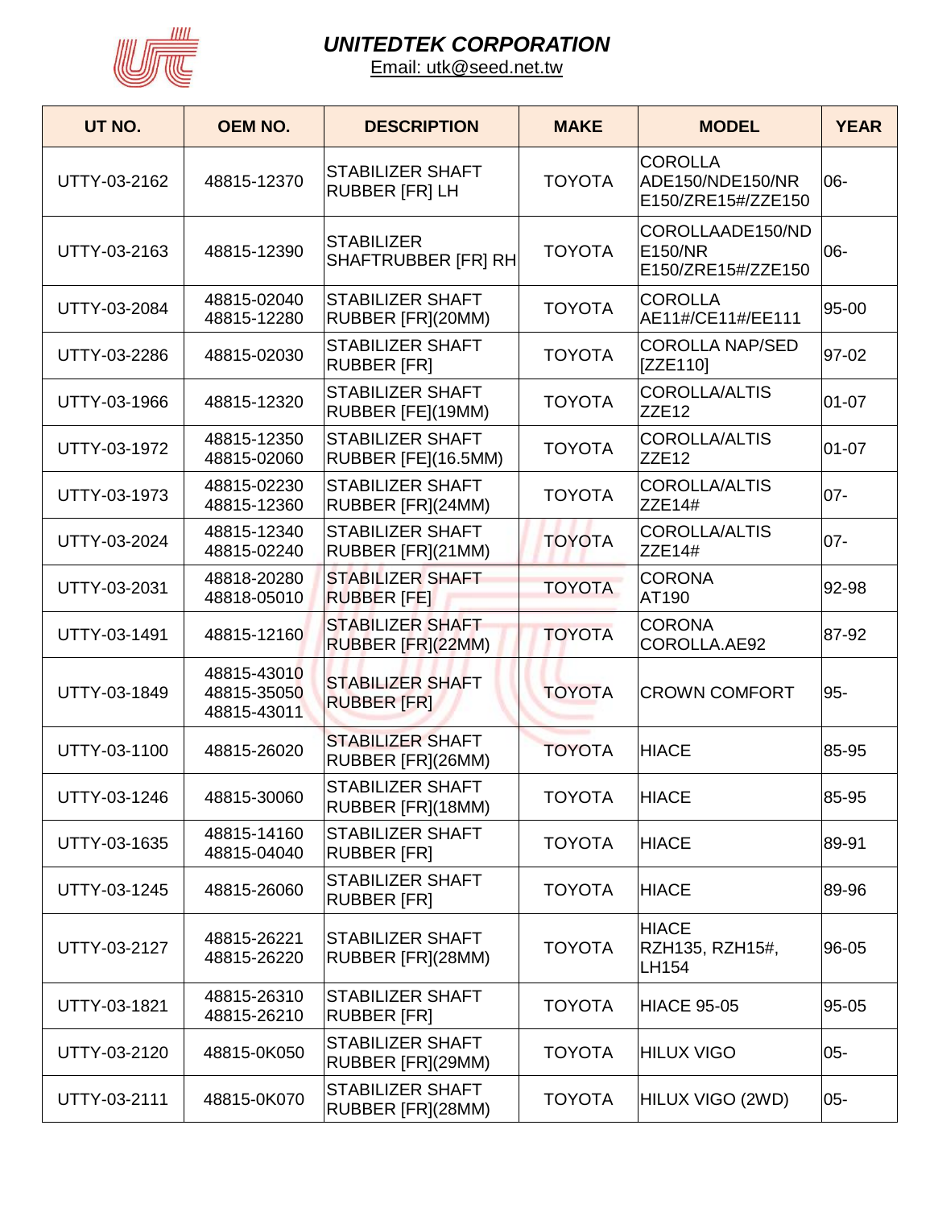# UNITEDTEK CORPORATION

Email: utk@seed.net.tw

| UT NO. | OEM NO. | DESCRIPTION | MAKE | MODEL | YEAR |
|---|---|---|---|---|---|
| UTTY-03-2162 | 48815-12370 | STABILIZER SHAFT RUBBER [FR] LH | TOYOTA | COROLLA ADE150/NDE150/NRE150/ZRE15#/ZZE150 | 06- |
| UTTY-03-2163 | 48815-12390 | STABILIZER SHAFTRUBBER [FR] RH | TOYOTA | COROLLAADE150/NDE150/NRE150/ZRE15#/ZZE150 | 06- |
| UTTY-03-2084 | 48815-02040<br>48815-12280 | STABILIZER SHAFT RUBBER [FR](20MM) | TOYOTA | COROLLA AE11#/CE11#/EE111 | 95-00 |
| UTTY-03-2286 | 48815-02030 | STABILIZER SHAFT RUBBER [FR] | TOYOTA | COROLLA NAP/SED [ZZE110] | 97-02 |
| UTTY-03-1966 | 48815-12320 | STABILIZER SHAFT RUBBER [FE](19MM) | TOYOTA | COROLLA/ALTIS ZZE12 | 01-07 |
| UTTY-03-1972 | 48815-12350<br>48815-02060 | STABILIZER SHAFT RUBBER [FE](16.5MM) | TOYOTA | COROLLA/ALTIS ZZE12 | 01-07 |
| UTTY-03-1973 | 48815-02230<br>48815-12360 | STABILIZER SHAFT RUBBER [FR](24MM) | TOYOTA | COROLLA/ALTIS ZZE14# | 07- |
| UTTY-03-2024 | 48815-12340<br>48815-02240 | STABILIZER SHAFT RUBBER [FR](21MM) | TOYOTA | COROLLA/ALTIS ZZE14# | 07- |
| UTTY-03-2031 | 48818-20280<br>48818-05010 | STABILIZER SHAFT RUBBER [FE] | TOYOTA | CORONA AT190 | 92-98 |
| UTTY-03-1491 | 48815-12160 | STABILIZER SHAFT RUBBER [FR](22MM) | TOYOTA | CORONA COROLLA.AE92 | 87-92 |
| UTTY-03-1849 | 48815-43010<br>48815-35050<br>48815-43011 | STABILIZER SHAFT RUBBER [FR] | TOYOTA | CROWN COMFORT | 95- |
| UTTY-03-1100 | 48815-26020 | STABILIZER SHAFT RUBBER [FR](26MM) | TOYOTA | HIACE | 85-95 |
| UTTY-03-1246 | 48815-30060 | STABILIZER SHAFT RUBBER [FR](18MM) | TOYOTA | HIACE | 85-95 |
| UTTY-03-1635 | 48815-14160<br>48815-04040 | STABILIZER SHAFT RUBBER [FR] | TOYOTA | HIACE | 89-91 |
| UTTY-03-1245 | 48815-26060 | STABILIZER SHAFT RUBBER [FR] | TOYOTA | HIACE | 89-96 |
| UTTY-03-2127 | 48815-26221<br>48815-26220 | STABILIZER SHAFT RUBBER [FR](28MM) | TOYOTA | HIACE RZH135, RZH15#, LH154 | 96-05 |
| UTTY-03-1821 | 48815-26310<br>48815-26210 | STABILIZER SHAFT RUBBER [FR] | TOYOTA | HIACE 95-05 | 95-05 |
| UTTY-03-2120 | 48815-0K050 | STABILIZER SHAFT RUBBER [FR](29MM) | TOYOTA | HILUX VIGO | 05- |
| UTTY-03-2111 | 48815-0K070 | STABILIZER SHAFT RUBBER [FR](28MM) | TOYOTA | HILUX VIGO (2WD) | 05- |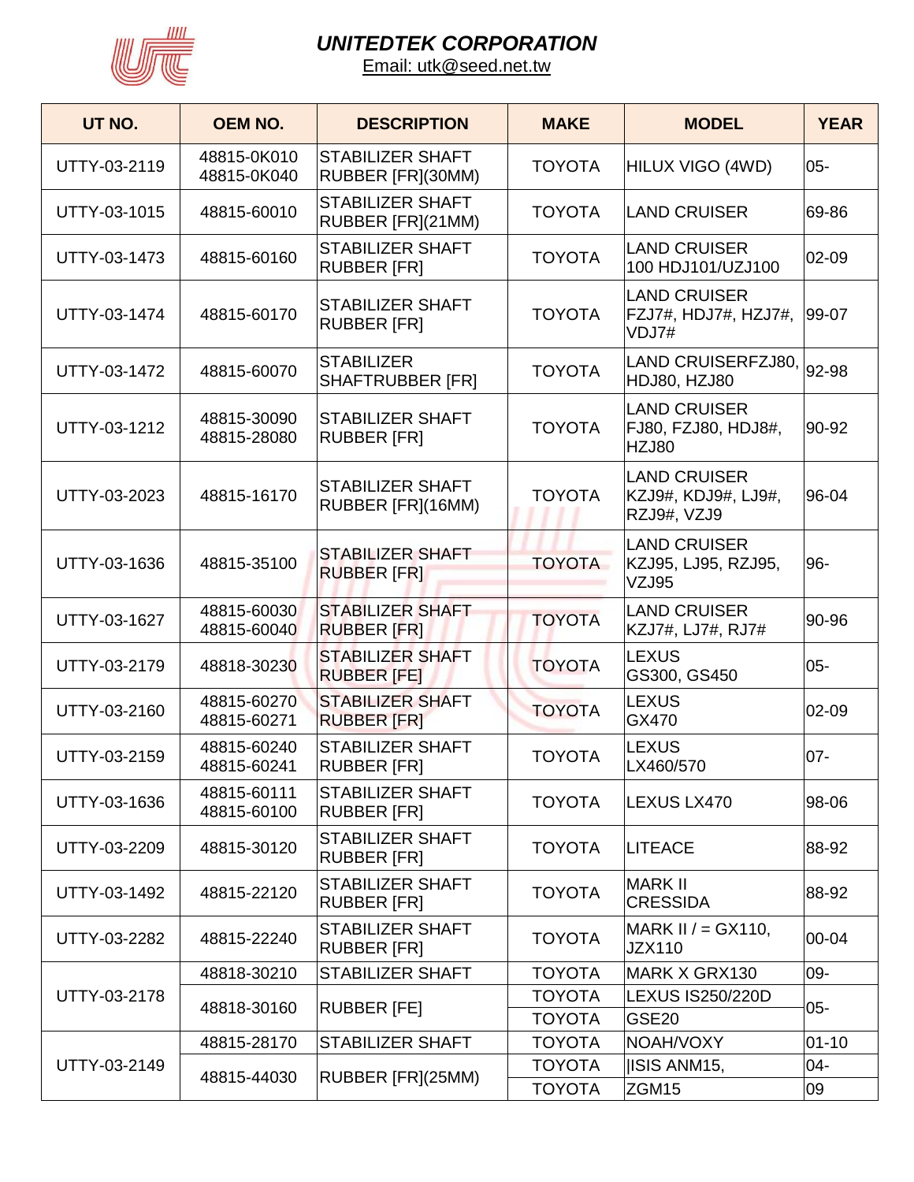# UNITEDTEK CORPORATION

Email: utk@seed.net.tw

| UT NO. | OEM NO. | DESCRIPTION | MAKE | MODEL | YEAR |
|---|---|---|---|---|---|
| UTTY-03-2119 | 48815-0K010 48815-0K040 | STABILIZER SHAFT RUBBER [FR](30MM) | TOYOTA | HILUX VIGO (4WD) | 05- |
| UTTY-03-1015 | 48815-60010 | STABILIZER SHAFT RUBBER [FR](21MM) | TOYOTA | LAND CRUISER | 69-86 |
| UTTY-03-1473 | 48815-60160 | STABILIZER SHAFT RUBBER [FR] | TOYOTA | LAND CRUISER 100 HDJ101/UZJ100 | 02-09 |
| UTTY-03-1474 | 48815-60170 | STABILIZER SHAFT RUBBER [FR] | TOYOTA | LAND CRUISER FZJ7#, HDJ7#, HZJ7#, VDJ7# | 99-07 |
| UTTY-03-1472 | 48815-60070 | STABILIZER SHAFTRUBBER [FR] | TOYOTA | LAND CRUISERFZJ80, HDJ80, HZJ80 | 92-98 |
| UTTY-03-1212 | 48815-30090 48815-28080 | STABILIZER SHAFT RUBBER [FR] | TOYOTA | LAND CRUISER FJ80, FZJ80, HDJ8#, HZJ80 | 90-92 |
| UTTY-03-2023 | 48815-16170 | STABILIZER SHAFT RUBBER [FR](16MM) | TOYOTA | LAND CRUISER KZJ9#, KDJ9#, LJ9#, RZJ9#, VZJ9 | 96-04 |
| UTTY-03-1636 | 48815-35100 | STABILIZER SHAFT RUBBER [FR] | TOYOTA | LAND CRUISER KZJ95, LJ95, RZJ95, VZJ95 | 96- |
| UTTY-03-1627 | 48815-60030 48815-60040 | STABILIZER SHAFT RUBBER [FR] | TOYOTA | LAND CRUISER KZJ7#, LJ7#, RJ7# | 90-96 |
| UTTY-03-2179 | 48818-30230 | STABILIZER SHAFT RUBBER [FE] | TOYOTA | LEXUS GS300, GS450 | 05- |
| UTTY-03-2160 | 48815-60270 48815-60271 | STABILIZER SHAFT RUBBER [FR] | TOYOTA | LEXUS GX470 | 02-09 |
| UTTY-03-2159 | 48815-60240 48815-60241 | STABILIZER SHAFT RUBBER [FR] | TOYOTA | LEXUS LX460/570 | 07- |
| UTTY-03-1636 | 48815-60111 48815-60100 | STABILIZER SHAFT RUBBER [FR] | TOYOTA | LEXUS LX470 | 98-06 |
| UTTY-03-2209 | 48815-30120 | STABILIZER SHAFT RUBBER [FR] | TOYOTA | LITEACE | 88-92 |
| UTTY-03-1492 | 48815-22120 | STABILIZER SHAFT RUBBER [FR] | TOYOTA | MARK II CRESSIDA | 88-92 |
| UTTY-03-2282 | 48815-22240 | STABILIZER SHAFT RUBBER [FR] | TOYOTA | MARK II / = GX110, JZX110 | 00-04 |
| UTTY-03-2178 | 48818-30210 | STABILIZER SHAFT | TOYOTA | MARK X GRX130 | 09- |
| | 48818-30160 | RUBBER [FE] | TOYOTA | LEXUS IS250/220D | 05- |
| | | | TOYOTA | GSE20 | |
| UTTY-03-2149 | 48815-28170 | STABILIZER SHAFT | TOYOTA | NOAH/VOXY | 01-10 |
| | 48815-44030 | RUBBER [FR](25MM) | TOYOTA | ISIS ANM15, | 04- |
| | | | TOYOTA | ZGM15 | 09 |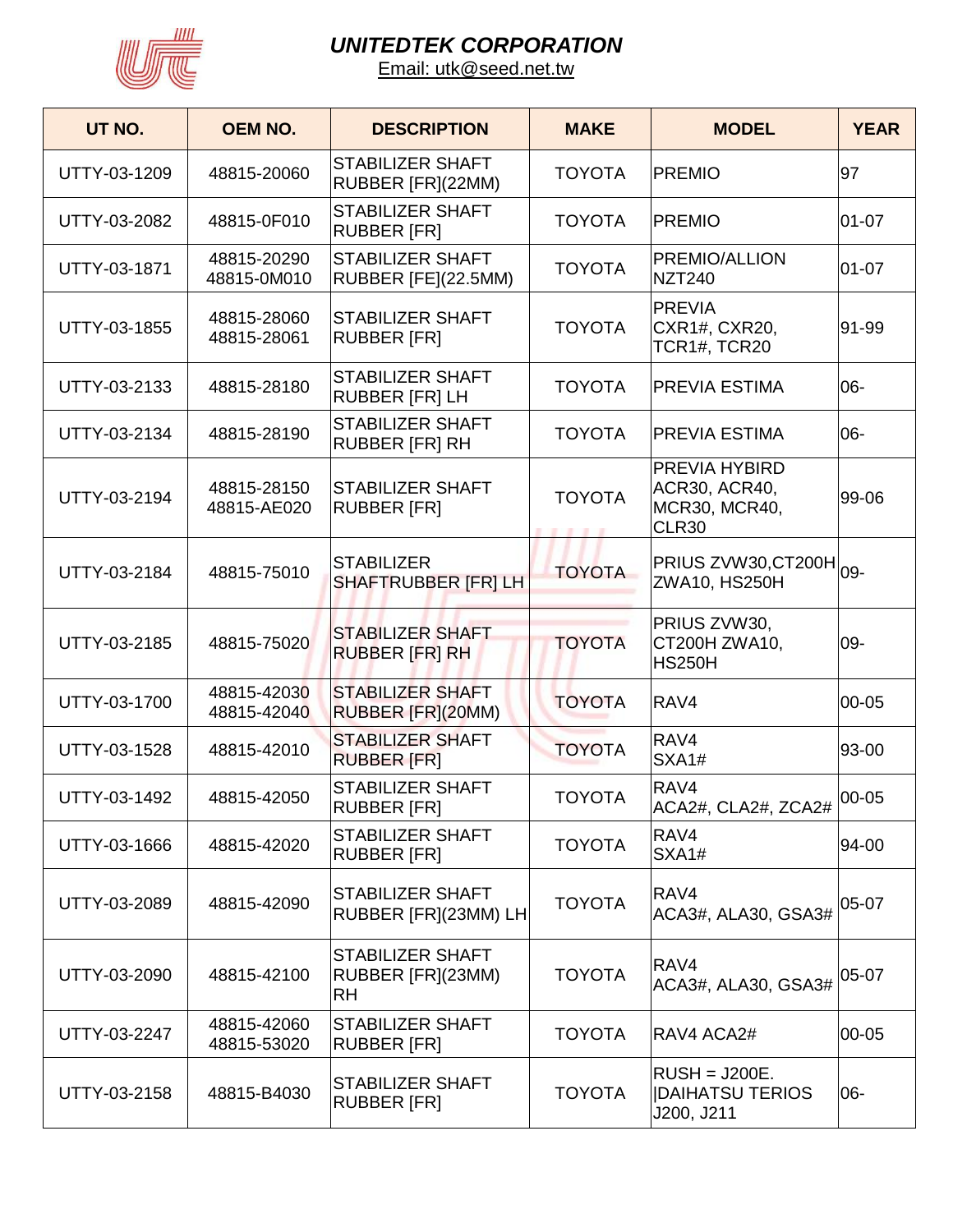# UNITEDTEK CORPORATION

Email: utk@seed.net.tw

| UT NO. | OEM NO. | DESCRIPTION | MAKE | MODEL | YEAR |
|---|---|---|---|---|---|
| UTTY-03-1209 | 48815-20060 | STABILIZER SHAFT RUBBER [FR](22MM) | TOYOTA | PREMIO | 97 |
| UTTY-03-2082 | 48815-0F010 | STABILIZER SHAFT RUBBER [FR] | TOYOTA | PREMIO | 01-07 |
| UTTY-03-1871 | 48815-20290<br>48815-0M010 | STABILIZER SHAFT RUBBER [FE](22.5MM) | TOYOTA | PREMIO/ALLION NZT240 | 01-07 |
| UTTY-03-1855 | 48815-28060<br>48815-28061 | STABILIZER SHAFT RUBBER [FR] | TOYOTA | PREVIA CXR1#, CXR20, TCR1#, TCR20 | 91-99 |
| UTTY-03-2133 | 48815-28180 | STABILIZER SHAFT RUBBER [FR] LH | TOYOTA | PREVIA ESTIMA | 06- |
| UTTY-03-2134 | 48815-28190 | STABILIZER SHAFT RUBBER [FR] RH | TOYOTA | PREVIA ESTIMA | 06- |
| UTTY-03-2194 | 48815-28150<br>48815-AE020 | STABILIZER SHAFT RUBBER [FR] | TOYOTA | PREVIA HYBIRD ACR30, ACR40, MCR30, MCR40, CLR30 | 99-06 |
| UTTY-03-2184 | 48815-75010 | STABILIZER SHAFTRUBBER [FR] LH | TOYOTA | PRIUS ZVW30,CT200H ZWA10, HS250H | 09- |
| UTTY-03-2185 | 48815-75020 | STABILIZER SHAFT RUBBER [FR] RH | TOYOTA | PRIUS ZVW30, CT200H ZWA10, HS250H | 09- |
| UTTY-03-1700 | 48815-42030<br>48815-42040 | STABILIZER SHAFT RUBBER [FR](20MM) | TOYOTA | RAV4 | 00-05 |
| UTTY-03-1528 | 48815-42010 | STABILIZER SHAFT RUBBER [FR] | TOYOTA | RAV4 SXA1# | 93-00 |
| UTTY-03-1492 | 48815-42050 | STABILIZER SHAFT RUBBER [FR] | TOYOTA | RAV4 ACA2#, CLA2#, ZCA2# | 00-05 |
| UTTY-03-1666 | 48815-42020 | STABILIZER SHAFT RUBBER [FR] | TOYOTA | RAV4 SXA1# | 94-00 |
| UTTY-03-2089 | 48815-42090 | STABILIZER SHAFT RUBBER [FR](23MM) LH | TOYOTA | RAV4 ACA3#, ALA30, GSA3# | 05-07 |
| UTTY-03-2090 | 48815-42100 | STABILIZER SHAFT RUBBER [FR](23MM) RH | TOYOTA | RAV4 ACA3#, ALA30, GSA3# | 05-07 |
| UTTY-03-2247 | 48815-42060<br>48815-53020 | STABILIZER SHAFT RUBBER [FR] | TOYOTA | RAV4 ACA2# | 00-05 |
| UTTY-03-2158 | 48815-B4030 | STABILIZER SHAFT RUBBER [FR] | TOYOTA | RUSH = J200E. \|DAIHATSU TERIOS J200, J211 | 06- |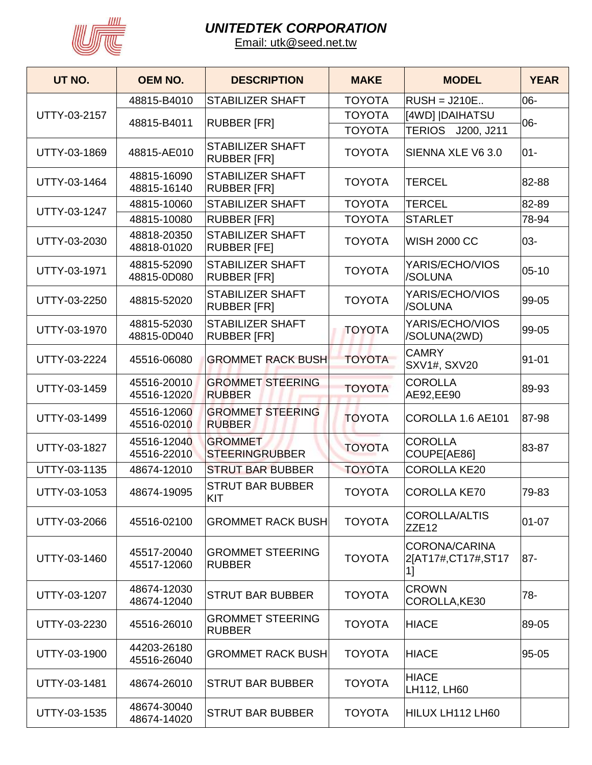# UNITEDTEK CORPORATION

Email: utk@seed.net.tw

| UT NO. | OEM NO. | DESCRIPTION | MAKE | MODEL | YEAR |
|---|---|---|---|---|---|
| UTTY-03-2157 | 48815-B4010 | STABILIZER SHAFT | TOYOTA | RUSH = J210E.. | 06- |
| | 48815-B4011 | RUBBER [FR] | TOYOTA | [4WD] \|DAIHATSU | 06- |
| | | | TOYOTA | TERIOS J200, J211 | |
| UTTY-03-1869 | 48815-AE010 | STABILIZER SHAFT RUBBER [FR] | TOYOTA | SIENNA XLE V6 3.0 | 01- |
| UTTY-03-1464 | 48815-16090 48815-16140 | STABILIZER SHAFT RUBBER [FR] | TOYOTA | TERCEL | 82-88 |
| UTTY-03-1247 | 48815-10060 | STABILIZER SHAFT | TOYOTA | TERCEL | 82-89 |
| | 48815-10080 | RUBBER [FR] | TOYOTA | STARLET | 78-94 |
| UTTY-03-2030 | 48818-20350 48818-01020 | STABILIZER SHAFT RUBBER [FE] | TOYOTA | WISH 2000 CC | 03- |
| UTTY-03-1971 | 48815-52090 48815-0D080 | STABILIZER SHAFT RUBBER [FR] | TOYOTA | YARIS/ECHO/VIOS /SOLUNA | 05-10 |
| UTTY-03-2250 | 48815-52020 | STABILIZER SHAFT RUBBER [FR] | TOYOTA | YARIS/ECHO/VIOS /SOLUNA | 99-05 |
| UTTY-03-1970 | 48815-52030 48815-0D040 | STABILIZER SHAFT RUBBER [FR] | TOYOTA | YARIS/ECHO/VIOS /SOLUNA(2WD) | 99-05 |
| UTTY-03-2224 | 45516-06080 | GROMMET RACK BUSH | TOYOTA | CAMRY SXV1#, SXV20 | 91-01 |
| UTTY-03-1459 | 45516-20010 45516-12020 | GROMMET STEERING RUBBER | TOYOTA | COROLLA AE92,EE90 | 89-93 |
| UTTY-03-1499 | 45516-12060 45516-02010 | GROMMET STEERING RUBBER | TOYOTA | COROLLA 1.6 AE101 | 87-98 |
| UTTY-03-1827 | 45516-12040 45516-22010 | GROMMET STEERINGRUBBER | TOYOTA | COROLLA COUPE[AE86] | 83-87 |
| UTTY-03-1135 | 48674-12010 | STRUT BAR BUBBER | TOYOTA | COROLLA KE20 | |
| UTTY-03-1053 | 48674-19095 | STRUT BAR BUBBER KIT | TOYOTA | COROLLA KE70 | 79-83 |
| UTTY-03-2066 | 45516-02100 | GROMMET RACK BUSH | TOYOTA | COROLLA/ALTIS ZZE12 | 01-07 |
| UTTY-03-1460 | 45517-20040 45517-12060 | GROMMET STEERING RUBBER | TOYOTA | CORONA/CARINA 2[AT17#,CT17#,ST171] | 87- |
| UTTY-03-1207 | 48674-12030 48674-12040 | STRUT BAR BUBBER | TOYOTA | CROWN COROLLA,KE30 | 78- |
| UTTY-03-2230 | 45516-26010 | GROMMET STEERING RUBBER | TOYOTA | HIACE | 89-05 |
| UTTY-03-1900 | 44203-26180 45516-26040 | GROMMET RACK BUSH | TOYOTA | HIACE | 95-05 |
| UTTY-03-1481 | 48674-26010 | STRUT BAR BUBBER | TOYOTA | HIACE LH112, LH60 | |
| UTTY-03-1535 | 48674-30040 48674-14020 | STRUT BAR BUBBER | TOYOTA | HILUX LH112 LH60 | |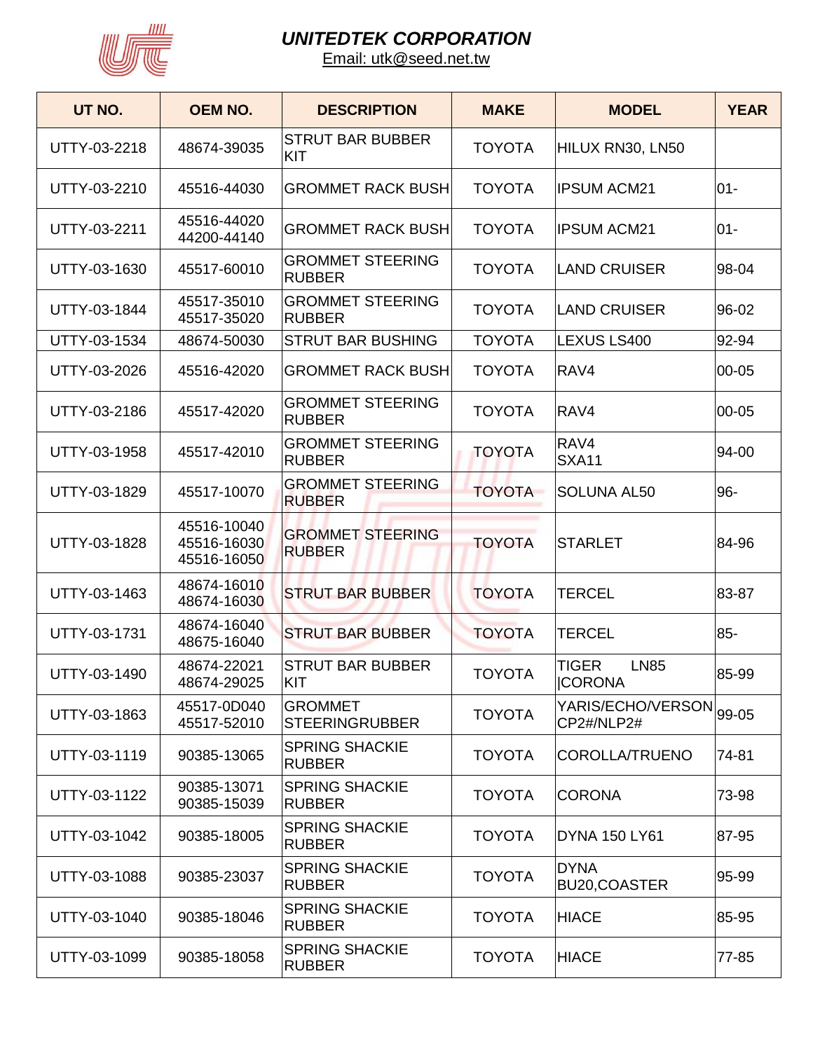# UNITEDTEK CORPORATION

Email: utk@seed.net.tw

| UT NO. | OEM NO. | DESCRIPTION | MAKE | MODEL | YEAR |
|---|---|---|---|---|---|
| UTTY-03-2218 | 48674-39035 | STRUT BAR BUBBER KIT | TOYOTA | HILUX RN30, LN50 | |
| UTTY-03-2210 | 45516-44030 | GROMMET RACK BUSH | TOYOTA | IPSUM ACM21 | 01- |
| UTTY-03-2211 | 45516-44020 44200-44140 | GROMMET RACK BUSH | TOYOTA | IPSUM ACM21 | 01- |
| UTTY-03-1630 | 45517-60010 | GROMMET STEERING RUBBER | TOYOTA | LAND CRUISER | 98-04 |
| UTTY-03-1844 | 45517-35010 45517-35020 | GROMMET STEERING RUBBER | TOYOTA | LAND CRUISER | 96-02 |
| UTTY-03-1534 | 48674-50030 | STRUT BAR BUSHING | TOYOTA | LEXUS LS400 | 92-94 |
| UTTY-03-2026 | 45516-42020 | GROMMET RACK BUSH | TOYOTA | RAV4 | 00-05 |
| UTTY-03-2186 | 45517-42020 | GROMMET STEERING RUBBER | TOYOTA | RAV4 | 00-05 |
| UTTY-03-1958 | 45517-42010 | GROMMET STEERING RUBBER | TOYOTA | RAV4 SXA11 | 94-00 |
| UTTY-03-1829 | 45517-10070 | GROMMET STEERING RUBBER | TOYOTA | SOLUNA AL50 | 96- |
| UTTY-03-1828 | 45516-10040 45516-16030 45516-16050 | GROMMET STEERING RUBBER | TOYOTA | STARLET | 84-96 |
| UTTY-03-1463 | 48674-16010 48674-16030 | STRUT BAR BUBBER | TOYOTA | TERCEL | 83-87 |
| UTTY-03-1731 | 48674-16040 48675-16040 | STRUT BAR BUBBER | TOYOTA | TERCEL | 85- |
| UTTY-03-1490 | 48674-22021 48674-29025 | STRUT BAR BUBBER KIT | TOYOTA | TIGER LN85 \|CORONA | 85-99 |
| UTTY-03-1863 | 45517-0D040 45517-52010 | GROMMET STEERINGRUBBER | TOYOTA | YARIS/ECHO/VERSON CP2#/NLP2# | 99-05 |
| UTTY-03-1119 | 90385-13065 | SPRING SHACKIE RUBBER | TOYOTA | COROLLA/TRUENO | 74-81 |
| UTTY-03-1122 | 90385-13071 90385-15039 | SPRING SHACKIE RUBBER | TOYOTA | CORONA | 73-98 |
| UTTY-03-1042 | 90385-18005 | SPRING SHACKIE RUBBER | TOYOTA | DYNA 150 LY61 | 87-95 |
| UTTY-03-1088 | 90385-23037 | SPRING SHACKIE RUBBER | TOYOTA | DYNA BU20,COASTER | 95-99 |
| UTTY-03-1040 | 90385-18046 | SPRING SHACKIE RUBBER | TOYOTA | HIACE | 85-95 |
| UTTY-03-1099 | 90385-18058 | SPRING SHACKIE RUBBER | TOYOTA | HIACE | 77-85 |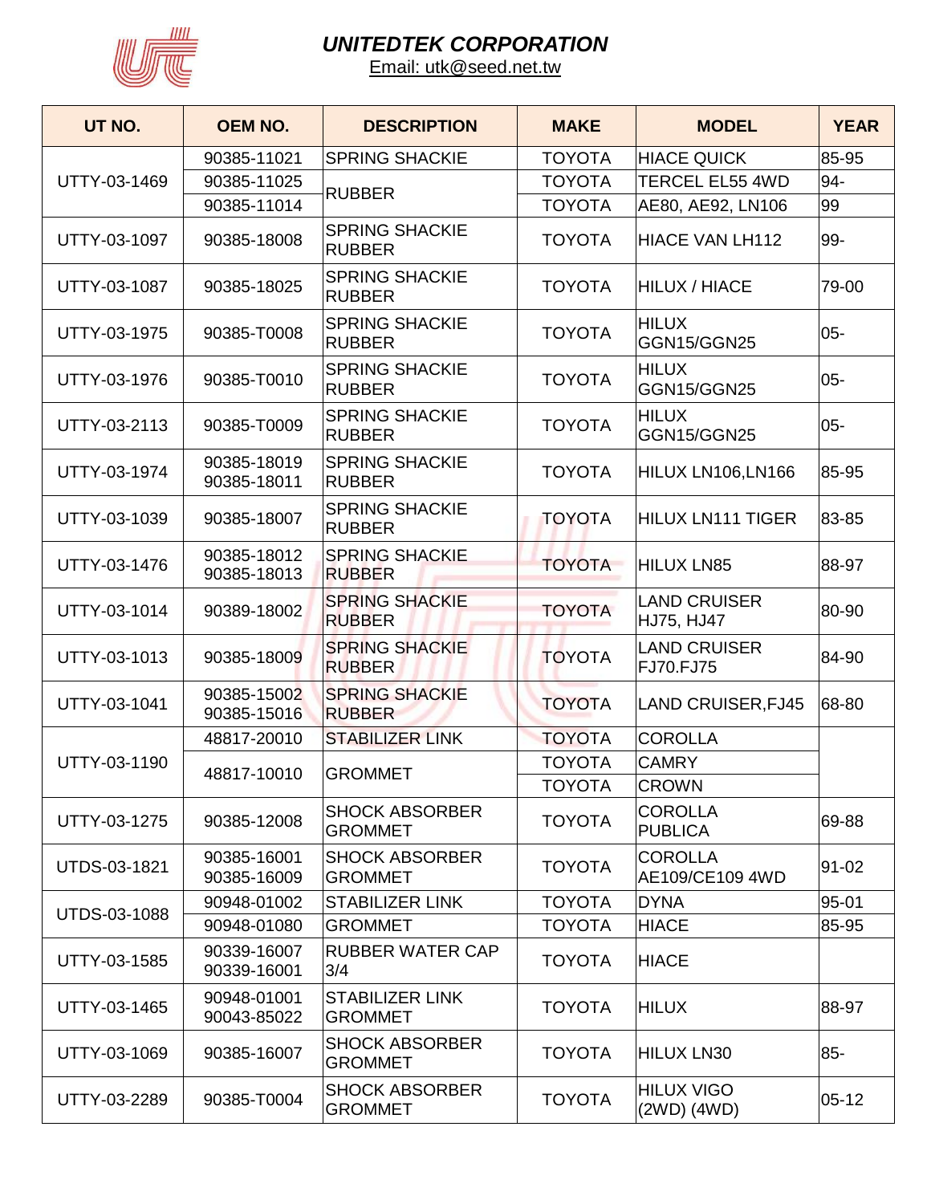# UNITEDTEK CORPORATION

Email: utk@seed.net.tw

| UT NO. | OEM NO. | DESCRIPTION | MAKE | MODEL | YEAR |
|---|---|---|---|---|---|
| UTTY-03-1469 | 90385-11021 | SPRING SHACKIE | TOYOTA | HIACE QUICK | 85-95 |
| | 90385-11025 | RUBBER | TOYOTA | TERCEL EL55 4WD | 94- |
| | 90385-11014 | | TOYOTA | AE80, AE92, LN106 | 99 |
| UTTY-03-1097 | 90385-18008 | SPRING SHACKIE RUBBER | TOYOTA | HIACE VAN LH112 | 99- |
| UTTY-03-1087 | 90385-18025 | SPRING SHACKIE RUBBER | TOYOTA | HILUX / HIACE | 79-00 |
| UTTY-03-1975 | 90385-T0008 | SPRING SHACKIE RUBBER | TOYOTA | HILUX GGN15/GGN25 | 05- |
| UTTY-03-1976 | 90385-T0010 | SPRING SHACKIE RUBBER | TOYOTA | HILUX GGN15/GGN25 | 05- |
| UTTY-03-2113 | 90385-T0009 | SPRING SHACKIE RUBBER | TOYOTA | HILUX GGN15/GGN25 | 05- |
| UTTY-03-1974 | 90385-18019 90385-18011 | SPRING SHACKIE RUBBER | TOYOTA | HILUX LN106,LN166 | 85-95 |
| UTTY-03-1039 | 90385-18007 | SPRING SHACKIE RUBBER | TOYOTA | HILUX LN111 TIGER | 83-85 |
| UTTY-03-1476 | 90385-18012 90385-18013 | SPRING SHACKIE RUBBER | TOYOTA | HILUX LN85 | 88-97 |
| UTTY-03-1014 | 90389-18002 | SPRING SHACKIE RUBBER | TOYOTA | LAND CRUISER HJ75, HJ47 | 80-90 |
| UTTY-03-1013 | 90385-18009 | SPRING SHACKIE RUBBER | TOYOTA | LAND CRUISER FJ70.FJ75 | 84-90 |
| UTTY-03-1041 | 90385-15002 90385-15016 | SPRING SHACKIE RUBBER | TOYOTA | LAND CRUISER,FJ45 | 68-80 |
| UTTY-03-1190 | 48817-20010 | STABILIZER LINK | TOYOTA | COROLLA | |
| | 48817-10010 | GROMMET | TOYOTA | CAMRY | |
| | | | TOYOTA | CROWN | |
| UTTY-03-1275 | 90385-12008 | SHOCK ABSORBER GROMMET | TOYOTA | COROLLA PUBLICA | 69-88 |
| UTDS-03-1821 | 90385-16001 90385-16009 | SHOCK ABSORBER GROMMET | TOYOTA | COROLLA AE109/CE109 4WD | 91-02 |
| UTDS-03-1088 | 90948-01002 | STABILIZER LINK | TOYOTA | DYNA | 95-01 |
| | 90948-01080 | GROMMET | TOYOTA | HIACE | 85-95 |
| UTTY-03-1585 | 90339-16007 90339-16001 | RUBBER WATER CAP 3/4 | TOYOTA | HIACE | |
| UTTY-03-1465 | 90948-01001 90043-85022 | STABILIZER LINK GROMMET | TOYOTA | HILUX | 88-97 |
| UTTY-03-1069 | 90385-16007 | SHOCK ABSORBER GROMMET | TOYOTA | HILUX LN30 | 85- |
| UTTY-03-2289 | 90385-T0004 | SHOCK ABSORBER GROMMET | TOYOTA | HILUX VIGO (2WD) (4WD) | 05-12 |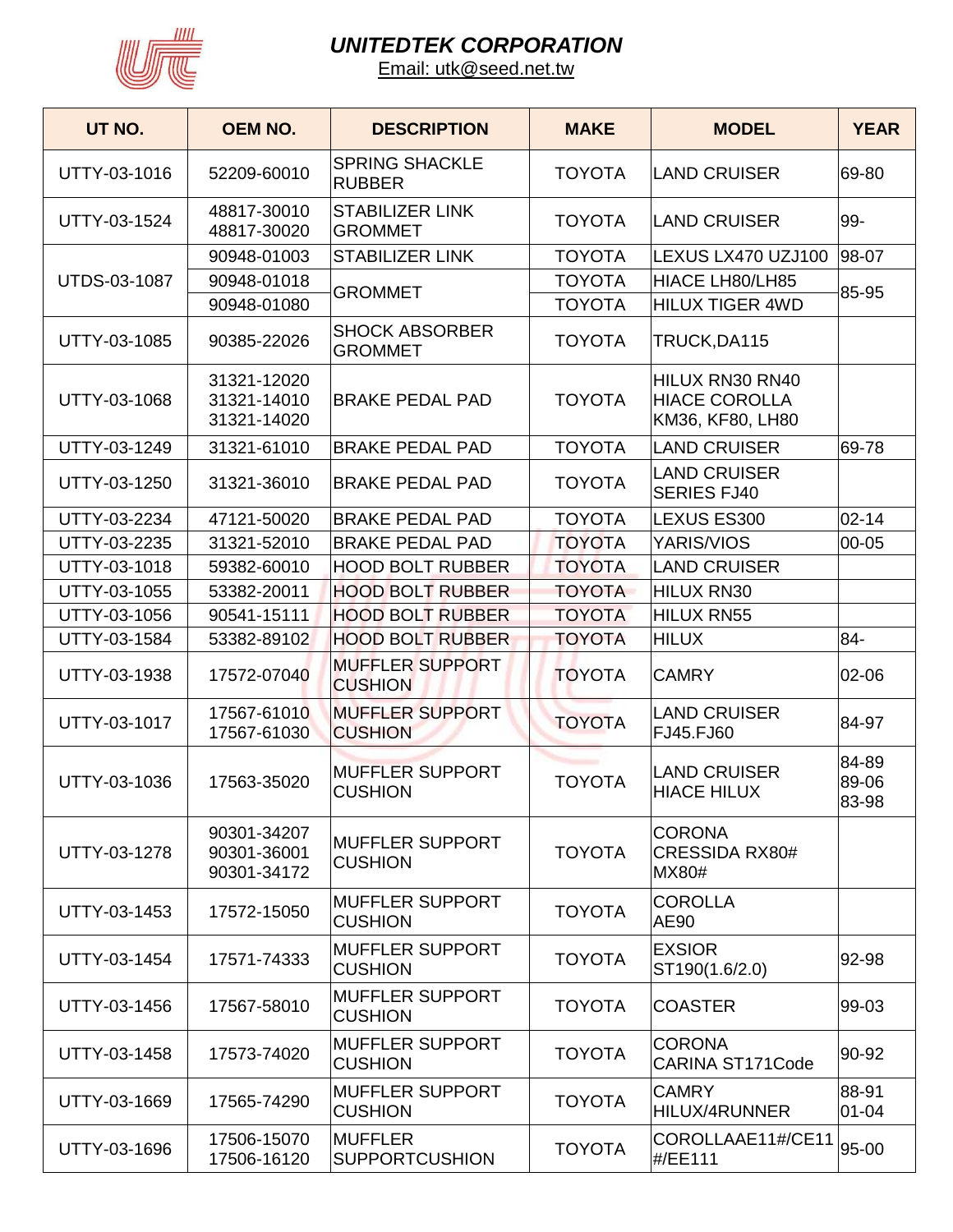# UNITEDTEK CORPORATION

Email: utk@seed.net.tw

| UT NO. | OEM NO. | DESCRIPTION | MAKE | MODEL | YEAR |
|---|---|---|---|---|---|
| UTTY-03-1016 | 52209-60010 | SPRING SHACKLE RUBBER | TOYOTA | LAND CRUISER | 69-80 |
| UTTY-03-1524 | 48817-30010<br>48817-30020 | STABILIZER LINK GROMMET | TOYOTA | LAND CRUISER | 99- |
| UTDS-03-1087 | 90948-01003 | STABILIZER LINK | TOYOTA | LEXUS LX470 UZJ100 | 98-07 |
| | 90948-01018 | GROMMET | TOYOTA | HIACE LH80/LH85 | 85-95 |
| | 90948-01080 | | TOYOTA | HILUX TIGER 4WD | |
| UTTY-03-1085 | 90385-22026 | SHOCK ABSORBER GROMMET | TOYOTA | TRUCK,DA115 | |
| UTTY-03-1068 | 31321-12020<br>31321-14010<br>31321-14020 | BRAKE PEDAL PAD | TOYOTA | HILUX RN30 RN40<br>HIACE COROLLA<br>KM36, KF80, LH80 | |
| UTTY-03-1249 | 31321-61010 | BRAKE PEDAL PAD | TOYOTA | LAND CRUISER | 69-78 |
| UTTY-03-1250 | 31321-36010 | BRAKE PEDAL PAD | TOYOTA | LAND CRUISER SERIES FJ40 | |
| UTTY-03-2234 | 47121-50020 | BRAKE PEDAL PAD | TOYOTA | LEXUS ES300 | 02-14 |
| UTTY-03-2235 | 31321-52010 | BRAKE PEDAL PAD | TOYOTA | YARIS/VIOS | 00-05 |
| UTTY-03-1018 | 59382-60010 | HOOD BOLT RUBBER | TOYOTA | LAND CRUISER | |
| UTTY-03-1055 | 53382-20011 | HOOD BOLT RUBBER | TOYOTA | HILUX RN30 | |
| UTTY-03-1056 | 90541-15111 | HOOD BOLT RUBBER | TOYOTA | HILUX RN55 | |
| UTTY-03-1584 | 53382-89102 | HOOD BOLT RUBBER | TOYOTA | HILUX | 84- |
| UTTY-03-1938 | 17572-07040 | MUFFLER SUPPORT CUSHION | TOYOTA | CAMRY | 02-06 |
| UTTY-03-1017 | 17567-61010<br>17567-61030 | MUFFLER SUPPORT CUSHION | TOYOTA | LAND CRUISER FJ45.FJ60 | 84-97 |
| UTTY-03-1036 | 17563-35020 | MUFFLER SUPPORT CUSHION | TOYOTA | LAND CRUISER<br>HIACE HILUX | 84-89<br>89-06<br>83-98 |
| UTTY-03-1278 | 90301-34207<br>90301-36001<br>90301-34172 | MUFFLER SUPPORT CUSHION | TOYOTA | CORONA<br>CRESSIDA RX80#<br>MX80# | |
| UTTY-03-1453 | 17572-15050 | MUFFLER SUPPORT CUSHION | TOYOTA | COROLLA<br>AE90 | |
| UTTY-03-1454 | 17571-74333 | MUFFLER SUPPORT CUSHION | TOYOTA | EXSIOR<br>ST190(1.6/2.0) | 92-98 |
| UTTY-03-1456 | 17567-58010 | MUFFLER SUPPORT CUSHION | TOYOTA | COASTER | 99-03 |
| UTTY-03-1458 | 17573-74020 | MUFFLER SUPPORT CUSHION | TOYOTA | CORONA<br>CARINA ST171Code | 90-92 |
| UTTY-03-1669 | 17565-74290 | MUFFLER SUPPORT CUSHION | TOYOTA | CAMRY<br>HILUX/4RUNNER | 88-91<br>01-04 |
| UTTY-03-1696 | 17506-15070<br>17506-16120 | MUFFLER SUPPORTCUSHION | TOYOTA | COROLLAAE11#/CE11#/EE111 | 95-00 |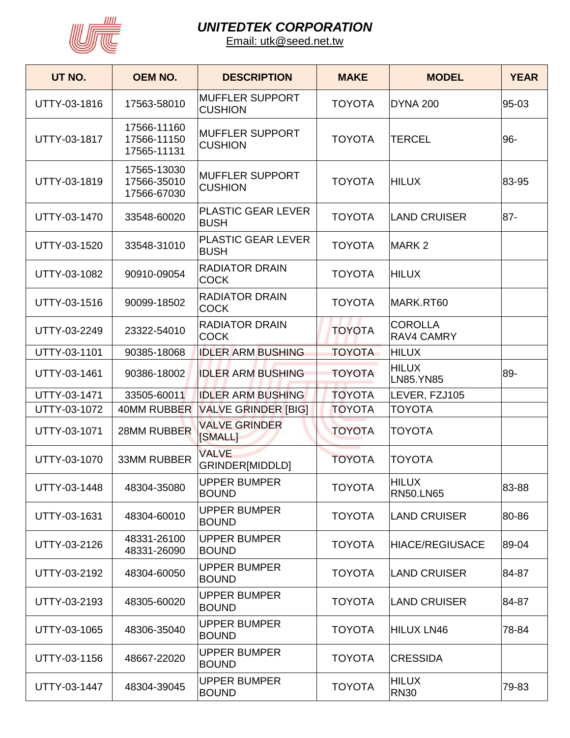## UNITEDTEK CORPORATION

Email: utk@seed.net.tw

| UT NO. | OEM NO. | DESCRIPTION | MAKE | MODEL | YEAR |
|---|---|---|---|---|---|
| UTTY-03-1816 | 17563-58010 | MUFFLER SUPPORT CUSHION | TOYOTA | DYNA 200 | 95-03 |
| UTTY-03-1817 | 17566-11160 17566-11150 17565-11131 | MUFFLER SUPPORT CUSHION | TOYOTA | TERCEL | 96- |
| UTTY-03-1819 | 17565-13030 17566-35010 17566-67030 | MUFFLER SUPPORT CUSHION | TOYOTA | HILUX | 83-95 |
| UTTY-03-1470 | 33548-60020 | PLASTIC GEAR LEVER BUSH | TOYOTA | LAND CRUISER | 87- |
| UTTY-03-1520 | 33548-31010 | PLASTIC GEAR LEVER BUSH | TOYOTA | MARK 2 | |
| UTTY-03-1082 | 90910-09054 | RADIATOR DRAIN COCK | TOYOTA | HILUX | |
| UTTY-03-1516 | 90099-18502 | RADIATOR DRAIN COCK | TOYOTA | MARK.RT60 | |
| UTTY-03-2249 | 23322-54010 | RADIATOR DRAIN COCK | TOYOTA | COROLLA RAV4 CAMRY | |
| UTTY-03-1101 | 90385-18068 | IDLER ARM BUSHING | TOYOTA | HILUX | |
| UTTY-03-1461 | 90386-18002 | IDLER ARM BUSHING | TOYOTA | HILUX LN85.YN85 | 89- |
| UTTY-03-1471 | 33505-60011 | IDLER ARM BUSHING | TOYOTA | LEVER, FZJ105 | |
| UTTY-03-1072 | 40MM RUBBER | VALVE GRINDER [BIG] | TOYOTA | TOYOTA | |
| UTTY-03-1071 | 28MM RUBBER | VALVE GRINDER [SMALL] | TOYOTA | TOYOTA | |
| UTTY-03-1070 | 33MM RUBBER | VALVE GRINDER[MIDDLD] | TOYOTA | TOYOTA | |
| UTTY-03-1448 | 48304-35080 | UPPER BUMPER BOUND | TOYOTA | HILUX RN50.LN65 | 83-88 |
| UTTY-03-1631 | 48304-60010 | UPPER BUMPER BOUND | TOYOTA | LAND CRUISER | 80-86 |
| UTTY-03-2126 | 48331-26100 48331-26090 | UPPER BUMPER BOUND | TOYOTA | HIACE/REGIUSACE | 89-04 |
| UTTY-03-2192 | 48304-60050 | UPPER BUMPER BOUND | TOYOTA | LAND CRUISER | 84-87 |
| UTTY-03-2193 | 48305-60020 | UPPER BUMPER BOUND | TOYOTA | LAND CRUISER | 84-87 |
| UTTY-03-1065 | 48306-35040 | UPPER BUMPER BOUND | TOYOTA | HILUX LN46 | 78-84 |
| UTTY-03-1156 | 48667-22020 | UPPER BUMPER BOUND | TOYOTA | CRESSIDA | |
| UTTY-03-1447 | 48304-39045 | UPPER BUMPER BOUND | TOYOTA | HILUX RN30 | 79-83 |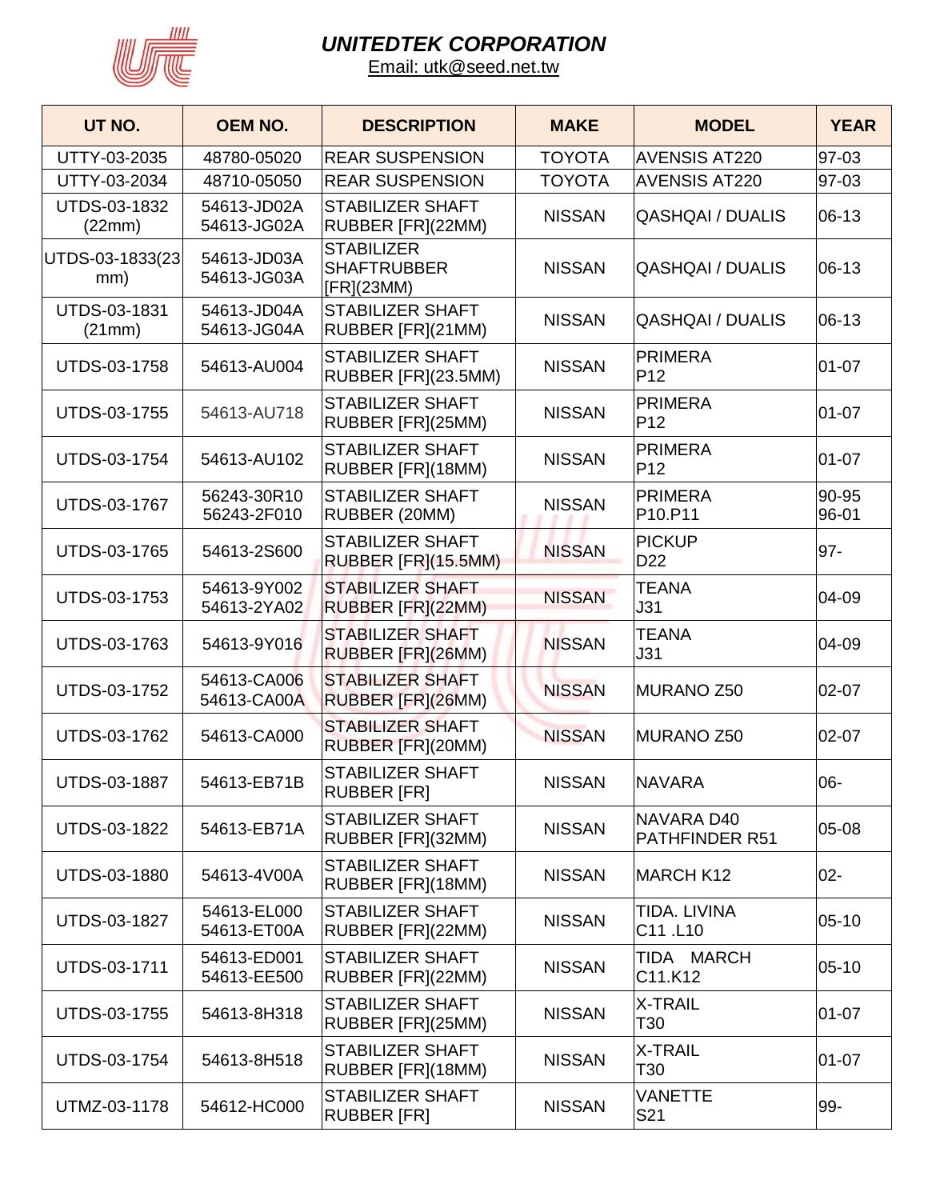# UNITEDTEK CORPORATION

Email: utk@seed.net.tw

| UT NO. | OEM NO. | DESCRIPTION | MAKE | MODEL | YEAR |
|---|---|---|---|---|---|
| UTTY-03-2035 | 48780-05020 | REAR SUSPENSION | TOYOTA | AVENSIS AT220 | 97-03 |
| UTTY-03-2034 | 48710-05050 | REAR SUSPENSION | TOYOTA | AVENSIS AT220 | 97-03 |
| UTDS-03-1832 (22mm) | 54613-JD02A 54613-JG02A | STABILIZER SHAFT RUBBER [FR](22MM) | NISSAN | QASHQAI / DUALIS | 06-13 |
| UTDS-03-1833(23 mm) | 54613-JD03A 54613-JG03A | STABILIZER SHAFTRUBBER [FR](23MM) | NISSAN | QASHQAI / DUALIS | 06-13 |
| UTDS-03-1831 (21mm) | 54613-JD04A 54613-JG04A | STABILIZER SHAFT RUBBER [FR](21MM) | NISSAN | QASHQAI / DUALIS | 06-13 |
| UTDS-03-1758 | 54613-AU004 | STABILIZER SHAFT RUBBER [FR](23.5MM) | NISSAN | PRIMERA P12 | 01-07 |
| UTDS-03-1755 | 54613-AU718 | STABILIZER SHAFT RUBBER [FR](25MM) | NISSAN | PRIMERA P12 | 01-07 |
| UTDS-03-1754 | 54613-AU102 | STABILIZER SHAFT RUBBER [FR](18MM) | NISSAN | PRIMERA P12 | 01-07 |
| UTDS-03-1767 | 56243-30R10 56243-2F010 | STABILIZER SHAFT RUBBER (20MM) | NISSAN | PRIMERA P10.P11 | 90-95 96-01 |
| UTDS-03-1765 | 54613-2S600 | STABILIZER SHAFT RUBBER [FR](15.5MM) | NISSAN | PICKUP D22 | 97- |
| UTDS-03-1753 | 54613-9Y002 54613-2YA02 | STABILIZER SHAFT RUBBER [FR](22MM) | NISSAN | TEANA J31 | 04-09 |
| UTDS-03-1763 | 54613-9Y016 | STABILIZER SHAFT RUBBER [FR](26MM) | NISSAN | TEANA J31 | 04-09 |
| UTDS-03-1752 | 54613-CA006 54613-CA00A | STABILIZER SHAFT RUBBER [FR](26MM) | NISSAN | MURANO Z50 | 02-07 |
| UTDS-03-1762 | 54613-CA000 | STABILIZER SHAFT RUBBER [FR](20MM) | NISSAN | MURANO Z50 | 02-07 |
| UTDS-03-1887 | 54613-EB71B | STABILIZER SHAFT RUBBER [FR] | NISSAN | NAVARA | 06- |
| UTDS-03-1822 | 54613-EB71A | STABILIZER SHAFT RUBBER [FR](32MM) | NISSAN | NAVARA D40 PATHFINDER R51 | 05-08 |
| UTDS-03-1880 | 54613-4V00A | STABILIZER SHAFT RUBBER [FR](18MM) | NISSAN | MARCH K12 | 02- |
| UTDS-03-1827 | 54613-EL000 54613-ET00A | STABILIZER SHAFT RUBBER [FR](22MM) | NISSAN | TIDA. LIVINA C11 .L10 | 05-10 |
| UTDS-03-1711 | 54613-ED001 54613-EE500 | STABILIZER SHAFT RUBBER [FR](22MM) | NISSAN | TIDA MARCH C11.K12 | 05-10 |
| UTDS-03-1755 | 54613-8H318 | STABILIZER SHAFT RUBBER [FR](25MM) | NISSAN | X-TRAIL T30 | 01-07 |
| UTDS-03-1754 | 54613-8H518 | STABILIZER SHAFT RUBBER [FR](18MM) | NISSAN | X-TRAIL T30 | 01-07 |
| UTMZ-03-1178 | 54612-HC000 | STABILIZER SHAFT RUBBER [FR] | NISSAN | VANETTE S21 | 99- |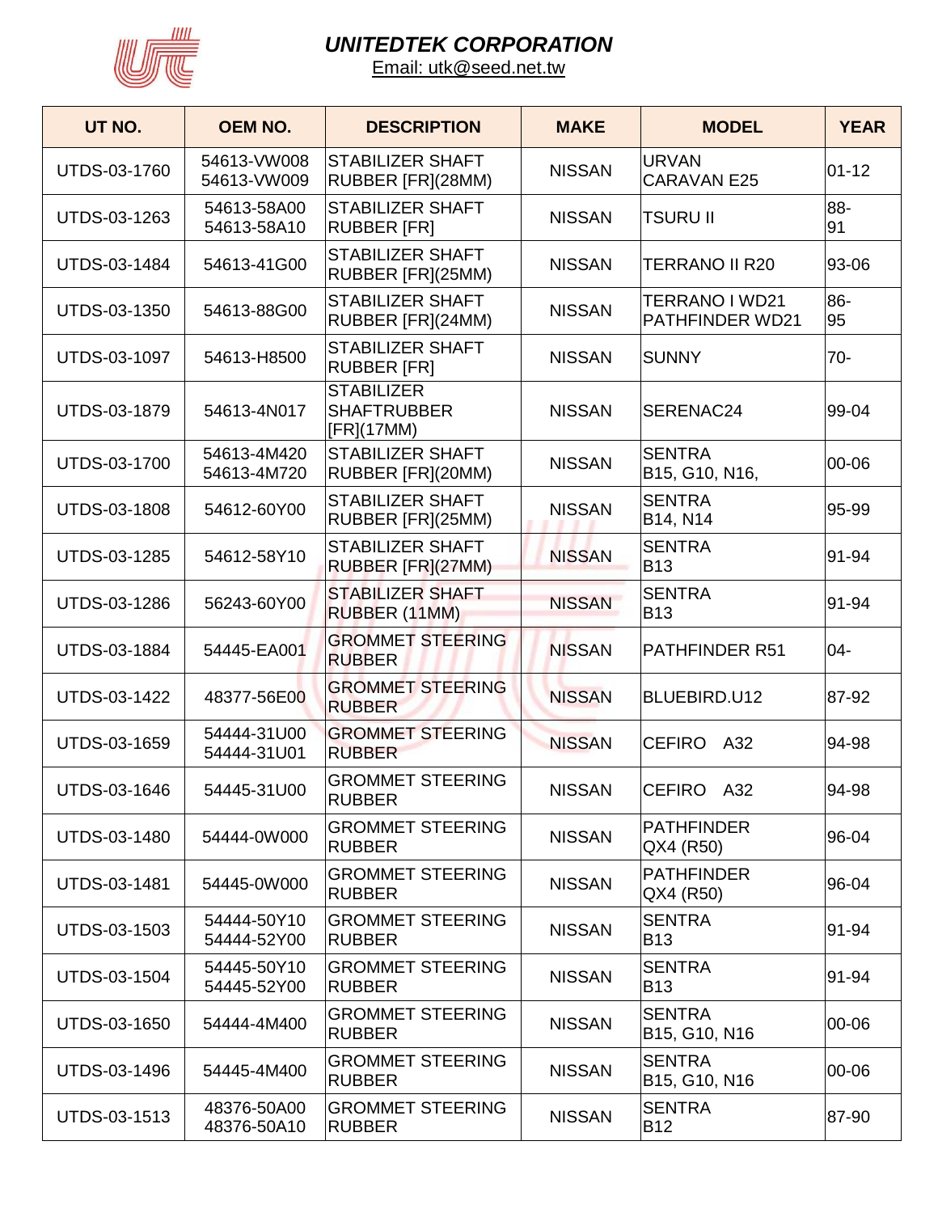# UNITEDTEK CORPORATION

Email: utk@seed.net.tw

| UT NO. | OEM NO. | DESCRIPTION | MAKE | MODEL | YEAR |
|---|---|---|---|---|---|
| UTDS-03-1760 | 54613-VW008 54613-VW009 | STABILIZER SHAFT RUBBER [FR](28MM) | NISSAN | URVAN CARAVAN E25 | 01-12 |
| UTDS-03-1263 | 54613-58A00 54613-58A10 | STABILIZER SHAFT RUBBER [FR] | NISSAN | TSURU II | 88-91 |
| UTDS-03-1484 | 54613-41G00 | STABILIZER SHAFT RUBBER [FR](25MM) | NISSAN | TERRANO II R20 | 93-06 |
| UTDS-03-1350 | 54613-88G00 | STABILIZER SHAFT RUBBER [FR](24MM) | NISSAN | TERRANO I WD21 PATHFINDER WD21 | 86-95 |
| UTDS-03-1097 | 54613-H8500 | STABILIZER SHAFT RUBBER [FR] | NISSAN | SUNNY | 70- |
| UTDS-03-1879 | 54613-4N017 | STABILIZER SHAFTRUBBER [FR](17MM) | NISSAN | SERENAC24 | 99-04 |
| UTDS-03-1700 | 54613-4M420 54613-4M720 | STABILIZER SHAFT RUBBER [FR](20MM) | NISSAN | SENTRA B15, G10, N16, | 00-06 |
| UTDS-03-1808 | 54612-60Y00 | STABILIZER SHAFT RUBBER [FR](25MM) | NISSAN | SENTRA B14, N14 | 95-99 |
| UTDS-03-1285 | 54612-58Y10 | STABILIZER SHAFT RUBBER [FR](27MM) | NISSAN | SENTRA B13 | 91-94 |
| UTDS-03-1286 | 56243-60Y00 | STABILIZER SHAFT RUBBER (11MM) | NISSAN | SENTRA B13 | 91-94 |
| UTDS-03-1884 | 54445-EA001 | GROMMET STEERING RUBBER | NISSAN | PATHFINDER R51 | 04- |
| UTDS-03-1422 | 48377-56E00 | GROMMET STEERING RUBBER | NISSAN | BLUEBIRD.U12 | 87-92 |
| UTDS-03-1659 | 54444-31U00 54444-31U01 | GROMMET STEERING RUBBER | NISSAN | CEFIRO A32 | 94-98 |
| UTDS-03-1646 | 54445-31U00 | GROMMET STEERING RUBBER | NISSAN | CEFIRO A32 | 94-98 |
| UTDS-03-1480 | 54444-0W000 | GROMMET STEERING RUBBER | NISSAN | PATHFINDER QX4 (R50) | 96-04 |
| UTDS-03-1481 | 54445-0W000 | GROMMET STEERING RUBBER | NISSAN | PATHFINDER QX4 (R50) | 96-04 |
| UTDS-03-1503 | 54444-50Y10 54444-52Y00 | GROMMET STEERING RUBBER | NISSAN | SENTRA B13 | 91-94 |
| UTDS-03-1504 | 54445-50Y10 54445-52Y00 | GROMMET STEERING RUBBER | NISSAN | SENTRA B13 | 91-94 |
| UTDS-03-1650 | 54444-4M400 | GROMMET STEERING RUBBER | NISSAN | SENTRA B15, G10, N16 | 00-06 |
| UTDS-03-1496 | 54445-4M400 | GROMMET STEERING RUBBER | NISSAN | SENTRA B15, G10, N16 | 00-06 |
| UTDS-03-1513 | 48376-50A00 48376-50A10 | GROMMET STEERING RUBBER | NISSAN | SENTRA B12 | 87-90 |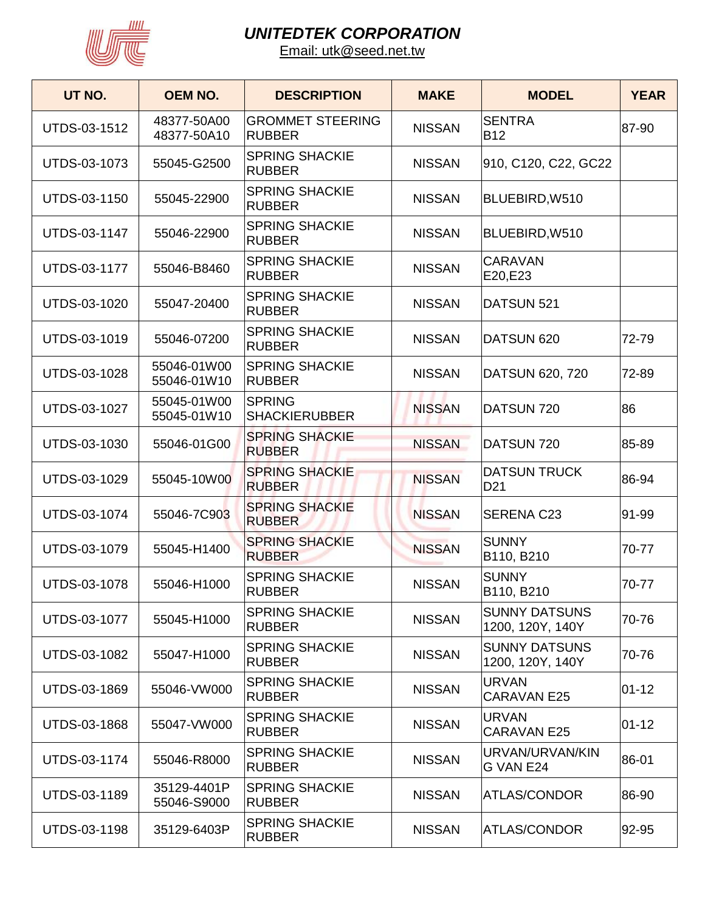# UNITEDTEK CORPORATION

Email: utk@seed.net.tw

| UT NO. | OEM NO. | DESCRIPTION | MAKE | MODEL | YEAR |
|---|---|---|---|---|---|
| UTDS-03-1512 | 48377-50A00 48377-50A10 | GROMMET STEERING RUBBER | NISSAN | SENTRA B12 | 87-90 |
| UTDS-03-1073 | 55045-G2500 | SPRING SHACKIE RUBBER | NISSAN | 910, C120, C22, GC22 | |
| UTDS-03-1150 | 55045-22900 | SPRING SHACKIE RUBBER | NISSAN | BLUEBIRD,W510 | |
| UTDS-03-1147 | 55046-22900 | SPRING SHACKIE RUBBER | NISSAN | BLUEBIRD,W510 | |
| UTDS-03-1177 | 55046-B8460 | SPRING SHACKIE RUBBER | NISSAN | CARAVAN E20,E23 | |
| UTDS-03-1020 | 55047-20400 | SPRING SHACKIE RUBBER | NISSAN | DATSUN 521 | |
| UTDS-03-1019 | 55046-07200 | SPRING SHACKIE RUBBER | NISSAN | DATSUN 620 | 72-79 |
| UTDS-03-1028 | 55046-01W00 55046-01W10 | SPRING SHACKIE RUBBER | NISSAN | DATSUN 620, 720 | 72-89 |
| UTDS-03-1027 | 55045-01W00 55045-01W10 | SPRING SHACKIERUBBER | NISSAN | DATSUN 720 | 86 |
| UTDS-03-1030 | 55046-01G00 | SPRING SHACKIE RUBBER | NISSAN | DATSUN 720 | 85-89 |
| UTDS-03-1029 | 55045-10W00 | SPRING SHACKIE RUBBER | NISSAN | DATSUN TRUCK D21 | 86-94 |
| UTDS-03-1074 | 55046-7C903 | SPRING SHACKIE RUBBER | NISSAN | SERENA C23 | 91-99 |
| UTDS-03-1079 | 55045-H1400 | SPRING SHACKIE RUBBER | NISSAN | SUNNY B110, B210 | 70-77 |
| UTDS-03-1078 | 55046-H1000 | SPRING SHACKIE RUBBER | NISSAN | SUNNY B110, B210 | 70-77 |
| UTDS-03-1077 | 55045-H1000 | SPRING SHACKIE RUBBER | NISSAN | SUNNY DATSUNS 1200, 120Y, 140Y | 70-76 |
| UTDS-03-1082 | 55047-H1000 | SPRING SHACKIE RUBBER | NISSAN | SUNNY DATSUNS 1200, 120Y, 140Y | 70-76 |
| UTDS-03-1869 | 55046-VW000 | SPRING SHACKIE RUBBER | NISSAN | URVAN CARAVAN E25 | 01-12 |
| UTDS-03-1868 | 55047-VW000 | SPRING SHACKIE RUBBER | NISSAN | URVAN CARAVAN E25 | 01-12 |
| UTDS-03-1174 | 55046-R8000 | SPRING SHACKIE RUBBER | NISSAN | URVAN/URVAN/KIN G VAN E24 | 86-01 |
| UTDS-03-1189 | 35129-4401P 55046-S9000 | SPRING SHACKIE RUBBER | NISSAN | ATLAS/CONDOR | 86-90 |
| UTDS-03-1198 | 35129-6403P | SPRING SHACKIE RUBBER | NISSAN | ATLAS/CONDOR | 92-95 |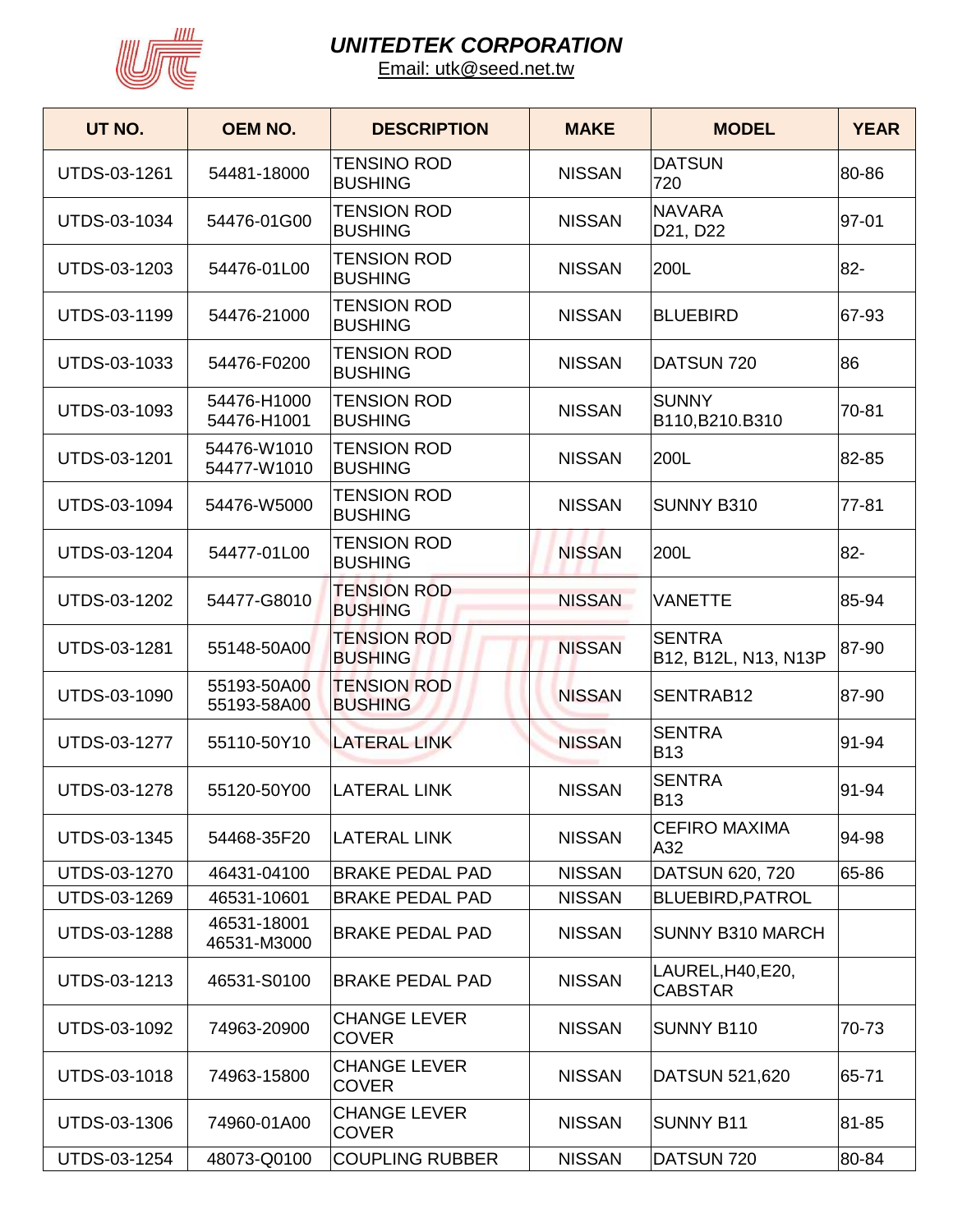# UNITEDTEK CORPORATION

Email: utk@seed.net.tw

| UT NO. | OEM NO. | DESCRIPTION | MAKE | MODEL | YEAR |
|---|---|---|---|---|---|
| UTDS-03-1261 | 54481-18000 | TENSINO ROD BUSHING | NISSAN | DATSUN 720 | 80-86 |
| UTDS-03-1034 | 54476-01G00 | TENSION ROD BUSHING | NISSAN | NAVARA D21, D22 | 97-01 |
| UTDS-03-1203 | 54476-01L00 | TENSION ROD BUSHING | NISSAN | 200L | 82- |
| UTDS-03-1199 | 54476-21000 | TENSION ROD BUSHING | NISSAN | BLUEBIRD | 67-93 |
| UTDS-03-1033 | 54476-F0200 | TENSION ROD BUSHING | NISSAN | DATSUN 720 | 86 |
| UTDS-03-1093 | 54476-H1000 54476-H1001 | TENSION ROD BUSHING | NISSAN | SUNNY B110,B210.B310 | 70-81 |
| UTDS-03-1201 | 54476-W1010 54477-W1010 | TENSION ROD BUSHING | NISSAN | 200L | 82-85 |
| UTDS-03-1094 | 54476-W5000 | TENSION ROD BUSHING | NISSAN | SUNNY B310 | 77-81 |
| UTDS-03-1204 | 54477-01L00 | TENSION ROD BUSHING | NISSAN | 200L | 82- |
| UTDS-03-1202 | 54477-G8010 | TENSION ROD BUSHING | NISSAN | VANETTE | 85-94 |
| UTDS-03-1281 | 55148-50A00 | TENSION ROD BUSHING | NISSAN | SENTRA B12, B12L, N13, N13P | 87-90 |
| UTDS-03-1090 | 55193-50A00 55193-58A00 | TENSION ROD BUSHING | NISSAN | SENTRAB12 | 87-90 |
| UTDS-03-1277 | 55110-50Y10 | LATERAL LINK | NISSAN | SENTRA B13 | 91-94 |
| UTDS-03-1278 | 55120-50Y00 | LATERAL LINK | NISSAN | SENTRA B13 | 91-94 |
| UTDS-03-1345 | 54468-35F20 | LATERAL LINK | NISSAN | CEFIRO MAXIMA A32 | 94-98 |
| UTDS-03-1270 | 46431-04100 | BRAKE PEDAL PAD | NISSAN | DATSUN 620, 720 | 65-86 |
| UTDS-03-1269 | 46531-10601 | BRAKE PEDAL PAD | NISSAN | BLUEBIRD,PATROL | |
| UTDS-03-1288 | 46531-18001 46531-M3000 | BRAKE PEDAL PAD | NISSAN | SUNNY B310 MARCH | |
| UTDS-03-1213 | 46531-S0100 | BRAKE PEDAL PAD | NISSAN | LAUREL,H40,E20, CABSTAR | |
| UTDS-03-1092 | 74963-20900 | CHANGE LEVER COVER | NISSAN | SUNNY B110 | 70-73 |
| UTDS-03-1018 | 74963-15800 | CHANGE LEVER COVER | NISSAN | DATSUN 521,620 | 65-71 |
| UTDS-03-1306 | 74960-01A00 | CHANGE LEVER COVER | NISSAN | SUNNY B11 | 81-85 |
| UTDS-03-1254 | 48073-Q0100 | COUPLING RUBBER | NISSAN | DATSUN 720 | 80-84 |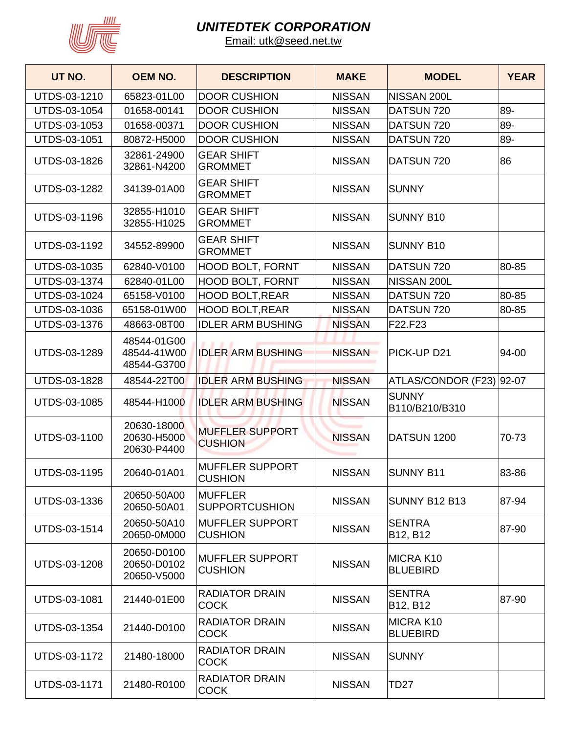# UNITEDTEK CORPORATION

Email: utk@seed.net.tw

| UT NO. | OEM NO. | DESCRIPTION | MAKE | MODEL | YEAR |
|---|---|---|---|---|---|
| UTDS-03-1210 | 65823-01L00 | DOOR CUSHION | NISSAN | NISSAN 200L | |
| UTDS-03-1054 | 01658-00141 | DOOR CUSHION | NISSAN | DATSUN 720 | 89- |
| UTDS-03-1053 | 01658-00371 | DOOR CUSHION | NISSAN | DATSUN 720 | 89- |
| UTDS-03-1051 | 80872-H5000 | DOOR CUSHION | NISSAN | DATSUN 720 | 89- |
| UTDS-03-1826 | 32861-24900 32861-N4200 | GEAR SHIFT GROMMET | NISSAN | DATSUN 720 | 86 |
| UTDS-03-1282 | 34139-01A00 | GEAR SHIFT GROMMET | NISSAN | SUNNY | |
| UTDS-03-1196 | 32855-H1010 32855-H1025 | GEAR SHIFT GROMMET | NISSAN | SUNNY B10 | |
| UTDS-03-1192 | 34552-89900 | GEAR SHIFT GROMMET | NISSAN | SUNNY B10 | |
| UTDS-03-1035 | 62840-V0100 | HOOD BOLT, FORNT | NISSAN | DATSUN 720 | 80-85 |
| UTDS-03-1374 | 62840-01L00 | HOOD BOLT, FORNT | NISSAN | NISSAN 200L | |
| UTDS-03-1024 | 65158-V0100 | HOOD BOLT,REAR | NISSAN | DATSUN 720 | 80-85 |
| UTDS-03-1036 | 65158-01W00 | HOOD BOLT,REAR | NISSAN | DATSUN 720 | 80-85 |
| UTDS-03-1376 | 48663-08T00 | IDLER ARM BUSHING | NISSAN | F22.F23 | |
| UTDS-03-1289 | 48544-01G00 48544-41W00 48544-G3700 | IDLER ARM BUSHING | NISSAN | PICK-UP D21 | 94-00 |
| UTDS-03-1828 | 48544-22T00 | IDLER ARM BUSHING | NISSAN | ATLAS/CONDOR (F23) | 92-07 |
| UTDS-03-1085 | 48544-H1000 | IDLER ARM BUSHING | NISSAN | SUNNY B110/B210/B310 | |
| UTDS-03-1100 | 20630-18000 20630-H5000 20630-P4400 | MUFFLER SUPPORT CUSHION | NISSAN | DATSUN 1200 | 70-73 |
| UTDS-03-1195 | 20640-01A01 | MUFFLER SUPPORT CUSHION | NISSAN | SUNNY B11 | 83-86 |
| UTDS-03-1336 | 20650-50A00 20650-50A01 | MUFFLER SUPPORTCUSHION | NISSAN | SUNNY B12 B13 | 87-94 |
| UTDS-03-1514 | 20650-50A10 20650-0M000 | MUFFLER SUPPORT CUSHION | NISSAN | SENTRA B12, B12 | 87-90 |
| UTDS-03-1208 | 20650-D0100 20650-D0102 20650-V5000 | MUFFLER SUPPORT CUSHION | NISSAN | MICRA K10 BLUEBIRD | |
| UTDS-03-1081 | 21440-01E00 | RADIATOR DRAIN COCK | NISSAN | SENTRA B12, B12 | 87-90 |
| UTDS-03-1354 | 21440-D0100 | RADIATOR DRAIN COCK | NISSAN | MICRA K10 BLUEBIRD | |
| UTDS-03-1172 | 21480-18000 | RADIATOR DRAIN COCK | NISSAN | SUNNY | |
| UTDS-03-1171 | 21480-R0100 | RADIATOR DRAIN COCK | NISSAN | TD27 | |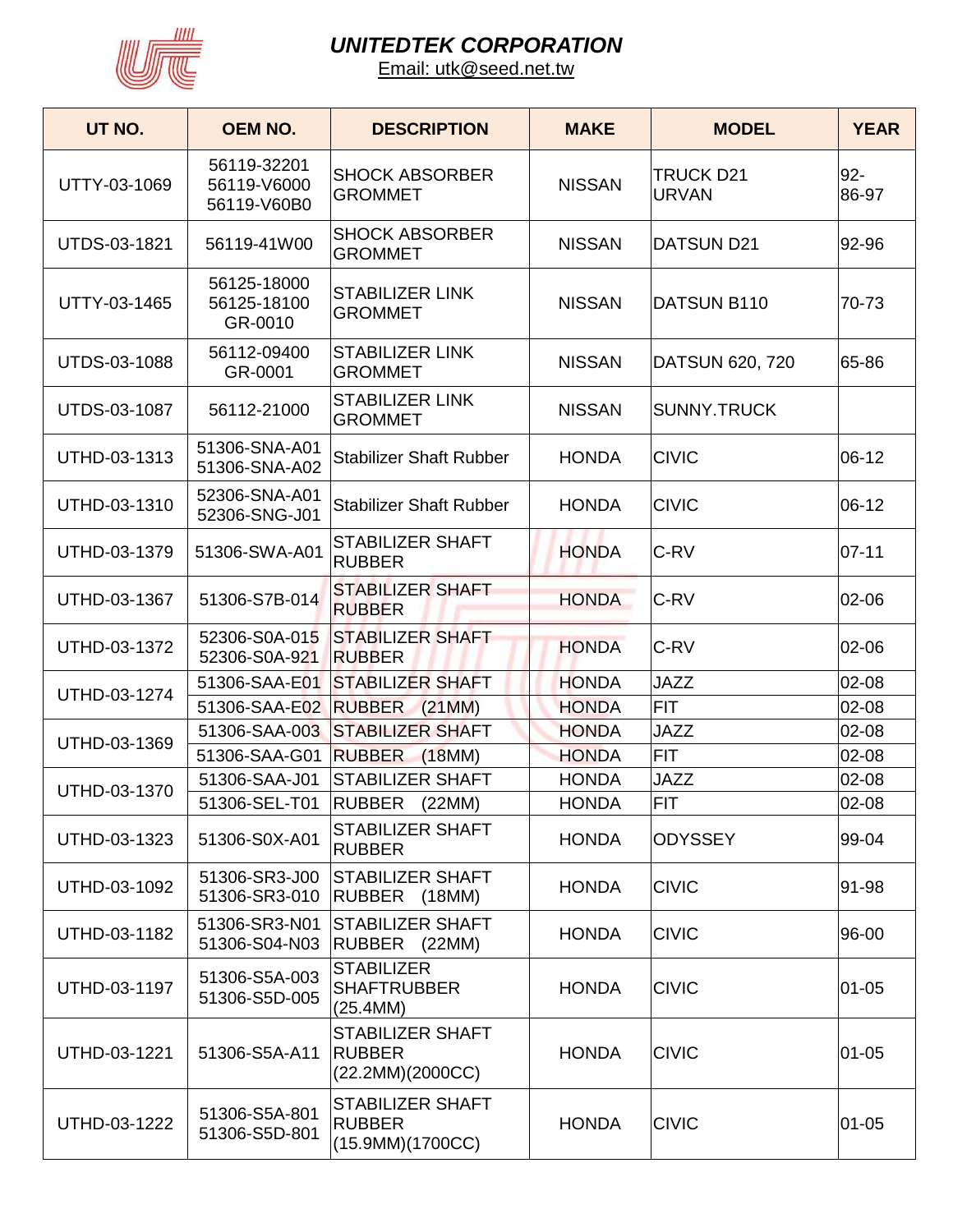## UNITEDTEK CORPORATION

Email: utk@seed.net.tw

| UT NO. | OEM NO. | DESCRIPTION | MAKE | MODEL | YEAR |
|---|---|---|---|---|---|
| UTTY-03-1069 | 56119-32201<br>56119-V6000<br>56119-V60B0 | SHOCK ABSORBER GROMMET | NISSAN | TRUCK D21<br>URVAN | 92-<br>86-97 |
| UTDS-03-1821 | 56119-41W00 | SHOCK ABSORBER GROMMET | NISSAN | DATSUN D21 | 92-96 |
| UTTY-03-1465 | 56125-18000<br>56125-18100<br>GR-0010 | STABILIZER LINK GROMMET | NISSAN | DATSUN B110 | 70-73 |
| UTDS-03-1088 | 56112-09400<br>GR-0001 | STABILIZER LINK GROMMET | NISSAN | DATSUN 620, 720 | 65-86 |
| UTDS-03-1087 | 56112-21000 | STABILIZER LINK GROMMET | NISSAN | SUNNY.TRUCK | |
| UTHD-03-1313 | 51306-SNA-A01<br>51306-SNA-A02 | Stabilizer Shaft Rubber | HONDA | CIVIC | 06-12 |
| UTHD-03-1310 | 52306-SNA-A01<br>52306-SNG-J01 | Stabilizer Shaft Rubber | HONDA | CIVIC | 06-12 |
| UTHD-03-1379 | 51306-SWA-A01 | STABILIZER SHAFT RUBBER | HONDA | C-RV | 07-11 |
| UTHD-03-1367 | 51306-S7B-014 | STABILIZER SHAFT RUBBER | HONDA | C-RV | 02-06 |
| UTHD-03-1372 | 52306-S0A-015<br>52306-S0A-921 | STABILIZER SHAFT RUBBER | HONDA | C-RV | 02-06 |
| UTHD-03-1274 | 51306-SAA-E01 | STABILIZER SHAFT | HONDA | JAZZ | 02-08 |
| | 51306-SAA-E02 | RUBBER (21MM) | HONDA | FIT | 02-08 |
| UTHD-03-1369 | 51306-SAA-003 | STABILIZER SHAFT | HONDA | JAZZ | 02-08 |
| | 51306-SAA-G01 | RUBBER (18MM) | HONDA | FIT | 02-08 |
| UTHD-03-1370 | 51306-SAA-J01 | STABILIZER SHAFT | HONDA | JAZZ | 02-08 |
| | 51306-SEL-T01 | RUBBER (22MM) | HONDA | FIT | 02-08 |
| UTHD-03-1323 | 51306-S0X-A01 | STABILIZER SHAFT RUBBER | HONDA | ODYSSEY | 99-04 |
| UTHD-03-1092 | 51306-SR3-J00<br>51306-SR3-010 | STABILIZER SHAFT RUBBER (18MM) | HONDA | CIVIC | 91-98 |
| UTHD-03-1182 | 51306-SR3-N01<br>51306-S04-N03 | STABILIZER SHAFT RUBBER (22MM) | HONDA | CIVIC | 96-00 |
| UTHD-03-1197 | 51306-S5A-003<br>51306-S5D-005 | STABILIZER SHAFTRUBBER (25.4MM) | HONDA | CIVIC | 01-05 |
| UTHD-03-1221 | 51306-S5A-A11 | STABILIZER SHAFT RUBBER (22.2MM)(2000CC) | HONDA | CIVIC | 01-05 |
| UTHD-03-1222 | 51306-S5A-801<br>51306-S5D-801 | STABILIZER SHAFT RUBBER (15.9MM)(1700CC) | HONDA | CIVIC | 01-05 |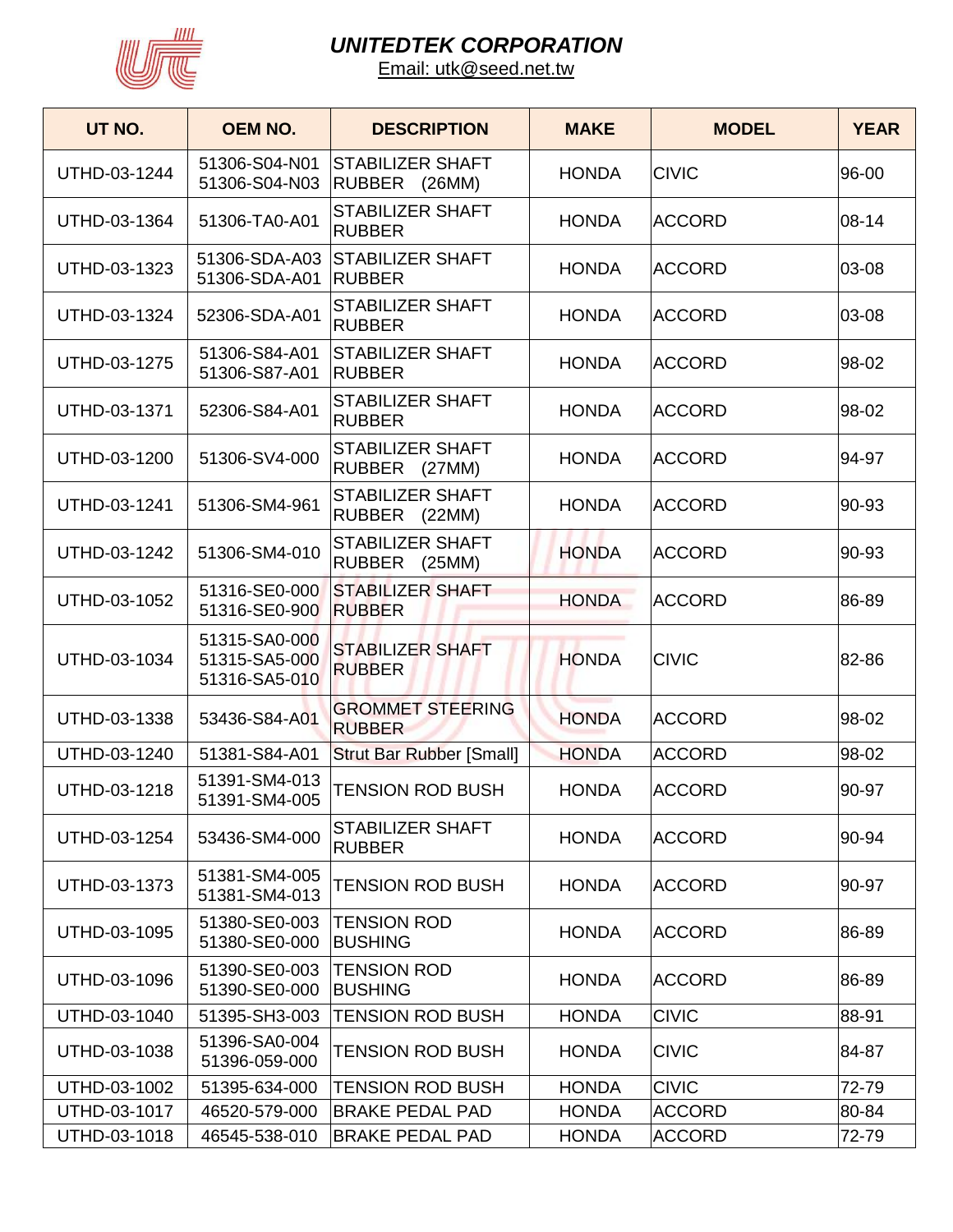# UNITEDTEK CORPORATION

Email: utk@seed.net.tw

| UT NO. | OEM NO. | DESCRIPTION | MAKE | MODEL | YEAR |
|---|---|---|---|---|---|
| UTHD-03-1244 | 51306-S04-N01<br>51306-S04-N03 | STABILIZER SHAFT RUBBER (26MM) | HONDA | CIVIC | 96-00 |
| UTHD-03-1364 | 51306-TA0-A01 | STABILIZER SHAFT RUBBER | HONDA | ACCORD | 08-14 |
| UTHD-03-1323 | 51306-SDA-A03<br>51306-SDA-A01 | STABILIZER SHAFT RUBBER | HONDA | ACCORD | 03-08 |
| UTHD-03-1324 | 52306-SDA-A01 | STABILIZER SHAFT RUBBER | HONDA | ACCORD | 03-08 |
| UTHD-03-1275 | 51306-S84-A01<br>51306-S87-A01 | STABILIZER SHAFT RUBBER | HONDA | ACCORD | 98-02 |
| UTHD-03-1371 | 52306-S84-A01 | STABILIZER SHAFT RUBBER | HONDA | ACCORD | 98-02 |
| UTHD-03-1200 | 51306-SV4-000 | STABILIZER SHAFT RUBBER (27MM) | HONDA | ACCORD | 94-97 |
| UTHD-03-1241 | 51306-SM4-961 | STABILIZER SHAFT RUBBER (22MM) | HONDA | ACCORD | 90-93 |
| UTHD-03-1242 | 51306-SM4-010 | STABILIZER SHAFT RUBBER (25MM) | HONDA | ACCORD | 90-93 |
| UTHD-03-1052 | 51316-SE0-000<br>51316-SE0-900 | STABILIZER SHAFT RUBBER | HONDA | ACCORD | 86-89 |
| UTHD-03-1034 | 51315-SA0-000<br>51315-SA5-000<br>51316-SA5-010 | STABILIZER SHAFT RUBBER | HONDA | CIVIC | 82-86 |
| UTHD-03-1338 | 53436-S84-A01 | GROMMET STEERING RUBBER | HONDA | ACCORD | 98-02 |
| UTHD-03-1240 | 51381-S84-A01 | Strut Bar Rubber [Small] | HONDA | ACCORD | 98-02 |
| UTHD-03-1218 | 51391-SM4-013<br>51391-SM4-005 | TENSION ROD BUSH | HONDA | ACCORD | 90-97 |
| UTHD-03-1254 | 53436-SM4-000 | STABILIZER SHAFT RUBBER | HONDA | ACCORD | 90-94 |
| UTHD-03-1373 | 51381-SM4-005<br>51381-SM4-013 | TENSION ROD BUSH | HONDA | ACCORD | 90-97 |
| UTHD-03-1095 | 51380-SE0-003<br>51380-SE0-000 | TENSION ROD BUSHING | HONDA | ACCORD | 86-89 |
| UTHD-03-1096 | 51390-SE0-003<br>51390-SE0-000 | TENSION ROD BUSHING | HONDA | ACCORD | 86-89 |
| UTHD-03-1040 | 51395-SH3-003 | TENSION ROD BUSH | HONDA | CIVIC | 88-91 |
| UTHD-03-1038 | 51396-SA0-004<br>51396-059-000 | TENSION ROD BUSH | HONDA | CIVIC | 84-87 |
| UTHD-03-1002 | 51395-634-000 | TENSION ROD BUSH | HONDA | CIVIC | 72-79 |
| UTHD-03-1017 | 46520-579-000 | BRAKE PEDAL PAD | HONDA | ACCORD | 80-84 |
| UTHD-03-1018 | 46545-538-010 | BRAKE PEDAL PAD | HONDA | ACCORD | 72-79 |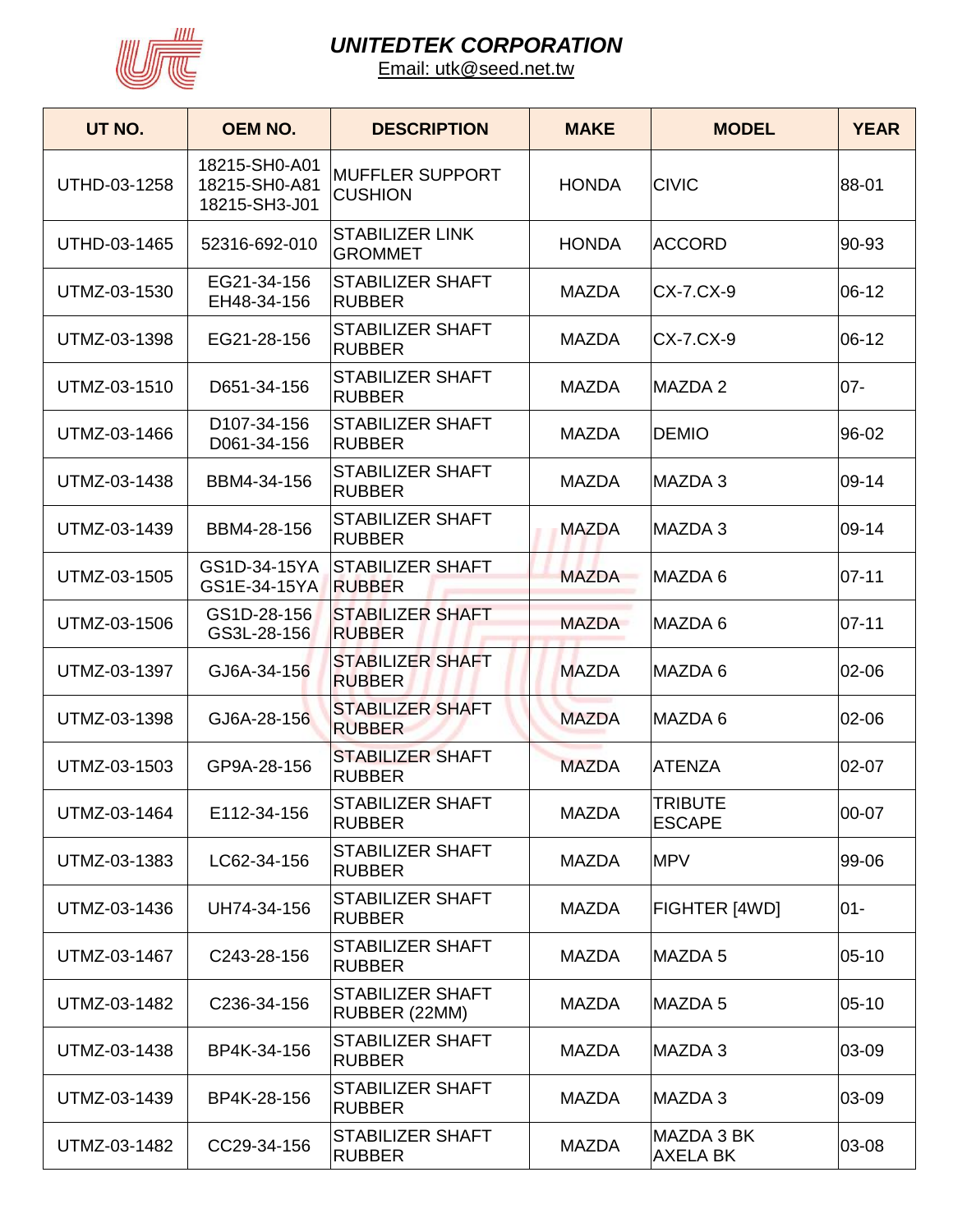# UNITEDTEK CORPORATION

Email: utk@seed.net.tw

| UT NO. | OEM NO. | DESCRIPTION | MAKE | MODEL | YEAR |
|---|---|---|---|---|---|
| UTHD-03-1258 | 18215-SH0-A01<br>18215-SH0-A81<br>18215-SH3-J01 | MUFFLER SUPPORT CUSHION | HONDA | CIVIC | 88-01 |
| UTHD-03-1465 | 52316-692-010 | STABILIZER LINK GROMMET | HONDA | ACCORD | 90-93 |
| UTMZ-03-1530 | EG21-34-156<br>EH48-34-156 | STABILIZER SHAFT RUBBER | MAZDA | CX-7.CX-9 | 06-12 |
| UTMZ-03-1398 | EG21-28-156 | STABILIZER SHAFT RUBBER | MAZDA | CX-7.CX-9 | 06-12 |
| UTMZ-03-1510 | D651-34-156 | STABILIZER SHAFT RUBBER | MAZDA | MAZDA 2 | 07- |
| UTMZ-03-1466 | D107-34-156<br>D061-34-156 | STABILIZER SHAFT RUBBER | MAZDA | DEMIO | 96-02 |
| UTMZ-03-1438 | BBM4-34-156 | STABILIZER SHAFT RUBBER | MAZDA | MAZDA 3 | 09-14 |
| UTMZ-03-1439 | BBM4-28-156 | STABILIZER SHAFT RUBBER | MAZDA | MAZDA 3 | 09-14 |
| UTMZ-03-1505 | GS1D-34-15YA<br>GS1E-34-15YA | STABILIZER SHAFT RUBBER | MAZDA | MAZDA 6 | 07-11 |
| UTMZ-03-1506 | GS1D-28-156<br>GS3L-28-156 | STABILIZER SHAFT RUBBER | MAZDA | MAZDA 6 | 07-11 |
| UTMZ-03-1397 | GJ6A-34-156 | STABILIZER SHAFT RUBBER | MAZDA | MAZDA 6 | 02-06 |
| UTMZ-03-1398 | GJ6A-28-156 | STABILIZER SHAFT RUBBER | MAZDA | MAZDA 6 | 02-06 |
| UTMZ-03-1503 | GP9A-28-156 | STABILIZER SHAFT RUBBER | MAZDA | ATENZA | 02-07 |
| UTMZ-03-1464 | E112-34-156 | STABILIZER SHAFT RUBBER | MAZDA | TRIBUTE ESCAPE | 00-07 |
| UTMZ-03-1383 | LC62-34-156 | STABILIZER SHAFT RUBBER | MAZDA | MPV | 99-06 |
| UTMZ-03-1436 | UH74-34-156 | STABILIZER SHAFT RUBBER | MAZDA | FIGHTER [4WD] | 01- |
| UTMZ-03-1467 | C243-28-156 | STABILIZER SHAFT RUBBER | MAZDA | MAZDA 5 | 05-10 |
| UTMZ-03-1482 | C236-34-156 | STABILIZER SHAFT RUBBER (22MM) | MAZDA | MAZDA 5 | 05-10 |
| UTMZ-03-1438 | BP4K-34-156 | STABILIZER SHAFT RUBBER | MAZDA | MAZDA 3 | 03-09 |
| UTMZ-03-1439 | BP4K-28-156 | STABILIZER SHAFT RUBBER | MAZDA | MAZDA 3 | 03-09 |
| UTMZ-03-1482 | CC29-34-156 | STABILIZER SHAFT RUBBER | MAZDA | MAZDA 3 BK AXELA BK | 03-08 |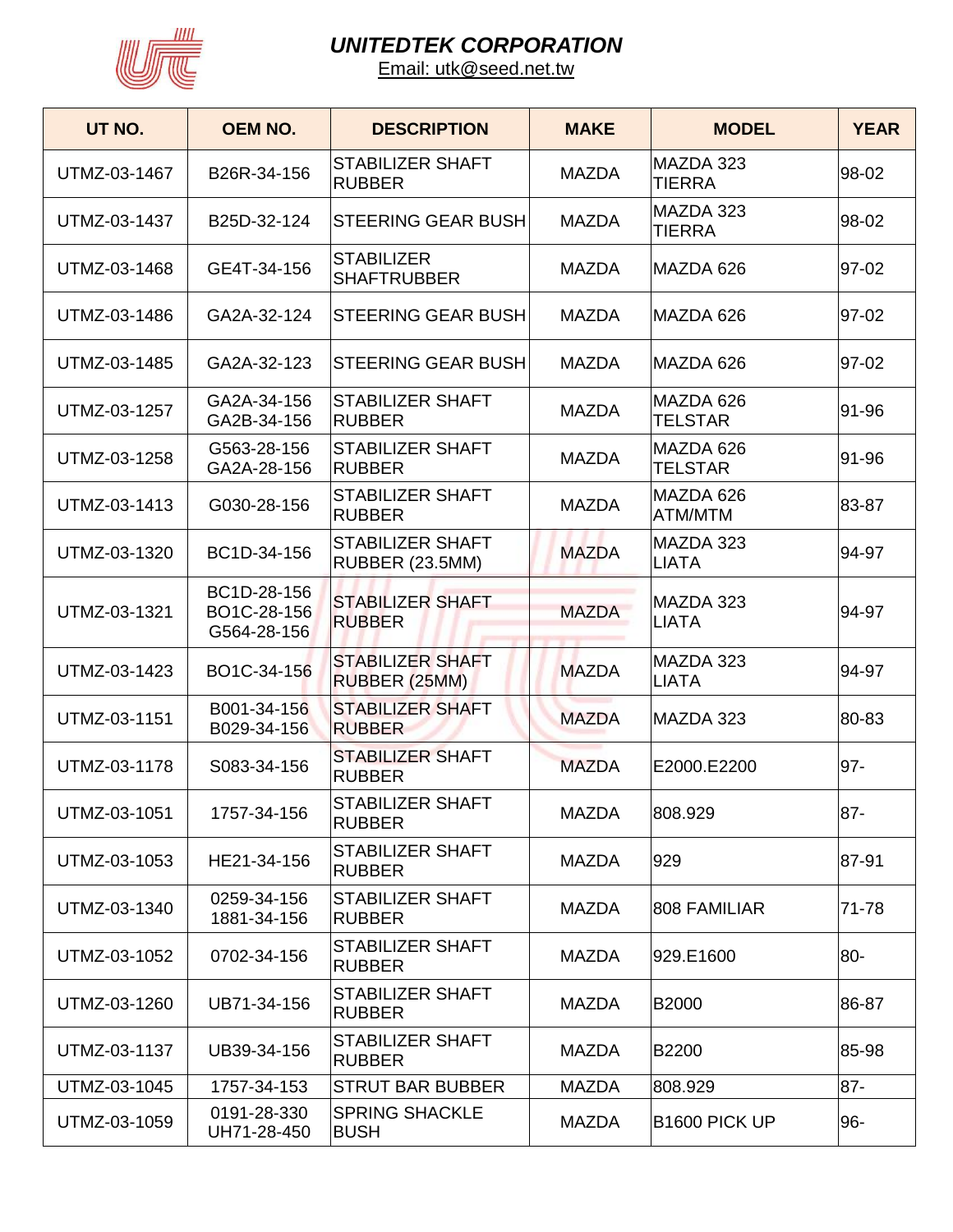# UNITEDTEK CORPORATION

Email: utk@seed.net.tw

| UT NO. | OEM NO. | DESCRIPTION | MAKE | MODEL | YEAR |
|---|---|---|---|---|---|
| UTMZ-03-1467 | B26R-34-156 | STABILIZER SHAFT RUBBER | MAZDA | MAZDA 323 TIERRA | 98-02 |
| UTMZ-03-1437 | B25D-32-124 | STEERING GEAR BUSH | MAZDA | MAZDA 323 TIERRA | 98-02 |
| UTMZ-03-1468 | GE4T-34-156 | STABILIZER SHAFTRUBBER | MAZDA | MAZDA 626 | 97-02 |
| UTMZ-03-1486 | GA2A-32-124 | STEERING GEAR BUSH | MAZDA | MAZDA 626 | 97-02 |
| UTMZ-03-1485 | GA2A-32-123 | STEERING GEAR BUSH | MAZDA | MAZDA 626 | 97-02 |
| UTMZ-03-1257 | GA2A-34-156 GA2B-34-156 | STABILIZER SHAFT RUBBER | MAZDA | MAZDA 626 TELSTAR | 91-96 |
| UTMZ-03-1258 | G563-28-156 GA2A-28-156 | STABILIZER SHAFT RUBBER | MAZDA | MAZDA 626 TELSTAR | 91-96 |
| UTMZ-03-1413 | G030-28-156 | STABILIZER SHAFT RUBBER | MAZDA | MAZDA 626 ATM/MTM | 83-87 |
| UTMZ-03-1320 | BC1D-34-156 | STABILIZER SHAFT RUBBER (23.5MM) | MAZDA | MAZDA 323 LIATA | 94-97 |
| UTMZ-03-1321 | BC1D-28-156 BO1C-28-156 G564-28-156 | STABILIZER SHAFT RUBBER | MAZDA | MAZDA 323 LIATA | 94-97 |
| UTMZ-03-1423 | BO1C-34-156 | STABILIZER SHAFT RUBBER (25MM) | MAZDA | MAZDA 323 LIATA | 94-97 |
| UTMZ-03-1151 | B001-34-156 B029-34-156 | STABILIZER SHAFT RUBBER | MAZDA | MAZDA 323 | 80-83 |
| UTMZ-03-1178 | S083-34-156 | STABILIZER SHAFT RUBBER | MAZDA | E2000.E2200 | 97- |
| UTMZ-03-1051 | 1757-34-156 | STABILIZER SHAFT RUBBER | MAZDA | 808.929 | 87- |
| UTMZ-03-1053 | HE21-34-156 | STABILIZER SHAFT RUBBER | MAZDA | 929 | 87-91 |
| UTMZ-03-1340 | 0259-34-156 1881-34-156 | STABILIZER SHAFT RUBBER | MAZDA | 808 FAMILIAR | 71-78 |
| UTMZ-03-1052 | 0702-34-156 | STABILIZER SHAFT RUBBER | MAZDA | 929.E1600 | 80- |
| UTMZ-03-1260 | UB71-34-156 | STABILIZER SHAFT RUBBER | MAZDA | B2000 | 86-87 |
| UTMZ-03-1137 | UB39-34-156 | STABILIZER SHAFT RUBBER | MAZDA | B2200 | 85-98 |
| UTMZ-03-1045 | 1757-34-153 | STRUT BAR BUBBER | MAZDA | 808.929 | 87- |
| UTMZ-03-1059 | 0191-28-330 UH71-28-450 | SPRING SHACKLE BUSH | MAZDA | B1600 PICK UP | 96- |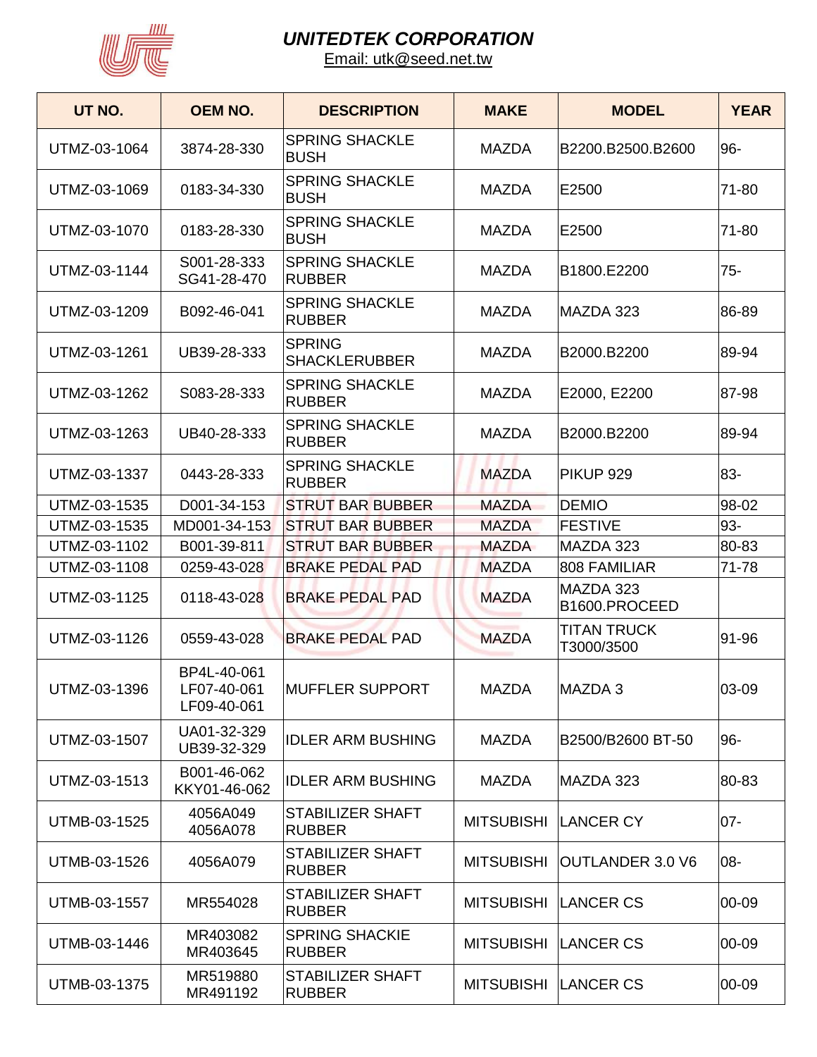# UNITEDTEK CORPORATION

Email: utk@seed.net.tw

| UT NO. | OEM NO. | DESCRIPTION | MAKE | MODEL | YEAR |
|---|---|---|---|---|---|
| UTMZ-03-1064 | 3874-28-330 | SPRING SHACKLE BUSH | MAZDA | B2200.B2500.B2600 | 96- |
| UTMZ-03-1069 | 0183-34-330 | SPRING SHACKLE BUSH | MAZDA | E2500 | 71-80 |
| UTMZ-03-1070 | 0183-28-330 | SPRING SHACKLE BUSH | MAZDA | E2500 | 71-80 |
| UTMZ-03-1144 | S001-28-333 SG41-28-470 | SPRING SHACKLE RUBBER | MAZDA | B1800.E2200 | 75- |
| UTMZ-03-1209 | B092-46-041 | SPRING SHACKLE RUBBER | MAZDA | MAZDA 323 | 86-89 |
| UTMZ-03-1261 | UB39-28-333 | SPRING SHACKLERUBBER | MAZDA | B2000.B2200 | 89-94 |
| UTMZ-03-1262 | S083-28-333 | SPRING SHACKLE RUBBER | MAZDA | E2000, E2200 | 87-98 |
| UTMZ-03-1263 | UB40-28-333 | SPRING SHACKLE RUBBER | MAZDA | B2000.B2200 | 89-94 |
| UTMZ-03-1337 | 0443-28-333 | SPRING SHACKLE RUBBER | MAZDA | PIKUP 929 | 83- |
| UTMZ-03-1535 | D001-34-153 | STRUT BAR BUBBER | MAZDA | DEMIO | 98-02 |
| UTMZ-03-1535 | MD001-34-153 | STRUT BAR BUBBER | MAZDA | FESTIVE | 93- |
| UTMZ-03-1102 | B001-39-811 | STRUT BAR BUBBER | MAZDA | MAZDA 323 | 80-83 |
| UTMZ-03-1108 | 0259-43-028 | BRAKE PEDAL PAD | MAZDA | 808 FAMILIAR | 71-78 |
| UTMZ-03-1125 | 0118-43-028 | BRAKE PEDAL PAD | MAZDA | MAZDA 323 B1600.PROCEED | |
| UTMZ-03-1126 | 0559-43-028 | BRAKE PEDAL PAD | MAZDA | TITAN TRUCK T3000/3500 | 91-96 |
| UTMZ-03-1396 | BP4L-40-061 LF07-40-061 LF09-40-061 | MUFFLER SUPPORT | MAZDA | MAZDA 3 | 03-09 |
| UTMZ-03-1507 | UA01-32-329 UB39-32-329 | IDLER ARM BUSHING | MAZDA | B2500/B2600 BT-50 | 96- |
| UTMZ-03-1513 | B001-46-062 KKY01-46-062 | IDLER ARM BUSHING | MAZDA | MAZDA 323 | 80-83 |
| UTMB-03-1525 | 4056A049 4056A078 | STABILIZER SHAFT RUBBER | MITSUBISHI | LANCER CY | 07- |
| UTMB-03-1526 | 4056A079 | STABILIZER SHAFT RUBBER | MITSUBISHI | OUTLANDER 3.0 V6 | 08- |
| UTMB-03-1557 | MR554028 | STABILIZER SHAFT RUBBER | MITSUBISHI | LANCER CS | 00-09 |
| UTMB-03-1446 | MR403082 MR403645 | SPRING SHACKIE RUBBER | MITSUBISHI | LANCER CS | 00-09 |
| UTMB-03-1375 | MR519880 MR491192 | STABILIZER SHAFT RUBBER | MITSUBISHI | LANCER CS | 00-09 |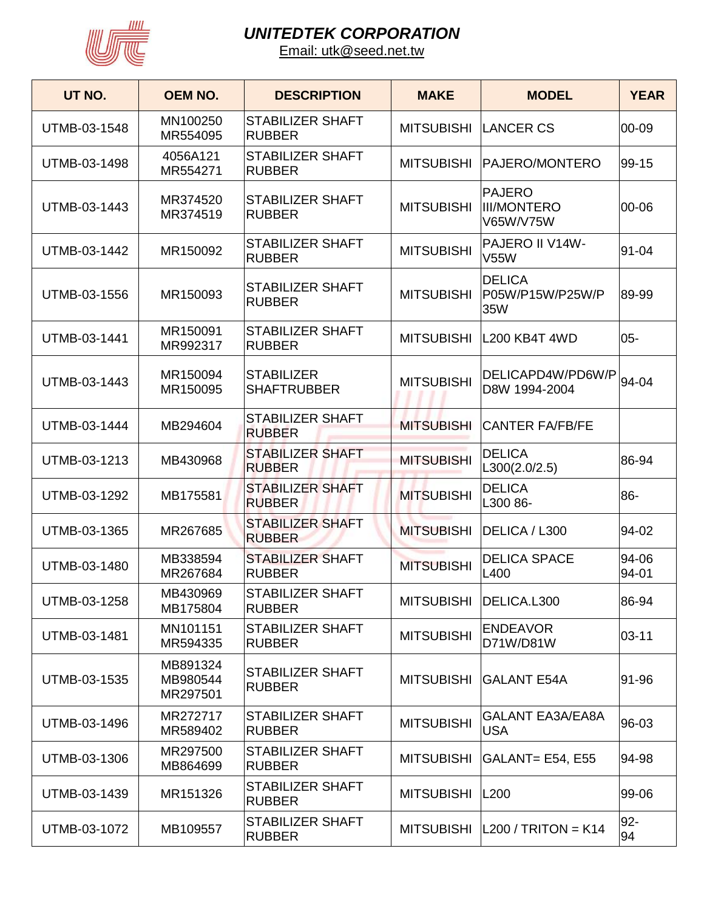# *UNITEDTEK CORPORATION*

Email: utk@seed.net.tw

| UT NO. | OEM NO. | DESCRIPTION | MAKE | MODEL | YEAR |
|---|---|---|---|---|---|
| UTMB-03-1548 | MN100250<br>MR554095 | STABILIZER SHAFT RUBBER | MITSUBISHI | LANCER CS | 00-09 |
| UTMB-03-1498 | 4056A121<br>MR554271 | STABILIZER SHAFT RUBBER | MITSUBISHI | PAJERO/MONTERO | 99-15 |
| UTMB-03-1443 | MR374520<br>MR374519 | STABILIZER SHAFT RUBBER | MITSUBISHI | PAJERO III/MONTERO V65W/V75W | 00-06 |
| UTMB-03-1442 | MR150092 | STABILIZER SHAFT RUBBER | MITSUBISHI | PAJERO II V14W-V55W | 91-04 |
| UTMB-03-1556 | MR150093 | STABILIZER SHAFT RUBBER | MITSUBISHI | DELICA P05W/P15W/P25W/P35W | 89-99 |
| UTMB-03-1441 | MR150091<br>MR992317 | STABILIZER SHAFT RUBBER | MITSUBISHI | L200 KB4T 4WD | 05- |
| UTMB-03-1443 | MR150094<br>MR150095 | STABILIZER SHAFTRUBBER | MITSUBISHI | DELICAPD4W/PD6W/PD8W 1994-2004 | 94-04 |
| UTMB-03-1444 | MB294604 | STABILIZER SHAFT RUBBER | MITSUBISHI | CANTER FA/FB/FE | |
| UTMB-03-1213 | MB430968 | STABILIZER SHAFT RUBBER | MITSUBISHI | DELICA L300(2.0/2.5) | 86-94 |
| UTMB-03-1292 | MB175581 | STABILIZER SHAFT RUBBER | MITSUBISHI | DELICA L300 86- | 86- |
| UTMB-03-1365 | MR267685 | STABILIZER SHAFT RUBBER | MITSUBISHI | DELICA / L300 | 94-02 |
| UTMB-03-1480 | MB338594<br>MR267684 | STABILIZER SHAFT RUBBER | MITSUBISHI | DELICA SPACE L400 | 94-06<br>94-01 |
| UTMB-03-1258 | MB430969<br>MB175804 | STABILIZER SHAFT RUBBER | MITSUBISHI | DELICA.L300 | 86-94 |
| UTMB-03-1481 | MN101151<br>MR594335 | STABILIZER SHAFT RUBBER | MITSUBISHI | ENDEAVOR D71W/D81W | 03-11 |
| UTMB-03-1535 | MB891324<br>MB980544<br>MR297501 | STABILIZER SHAFT RUBBER | MITSUBISHI | GALANT E54A | 91-96 |
| UTMB-03-1496 | MR272717<br>MR589402 | STABILIZER SHAFT RUBBER | MITSUBISHI | GALANT EA3A/EA8A USA | 96-03 |
| UTMB-03-1306 | MR297500<br>MB864699 | STABILIZER SHAFT RUBBER | MITSUBISHI | GALANT= E54, E55 | 94-98 |
| UTMB-03-1439 | MR151326 | STABILIZER SHAFT RUBBER | MITSUBISHI | L200 | 99-06 |
| UTMB-03-1072 | MB109557 | STABILIZER SHAFT RUBBER | MITSUBISHI | L200 / TRITON = K14 | 92-94 |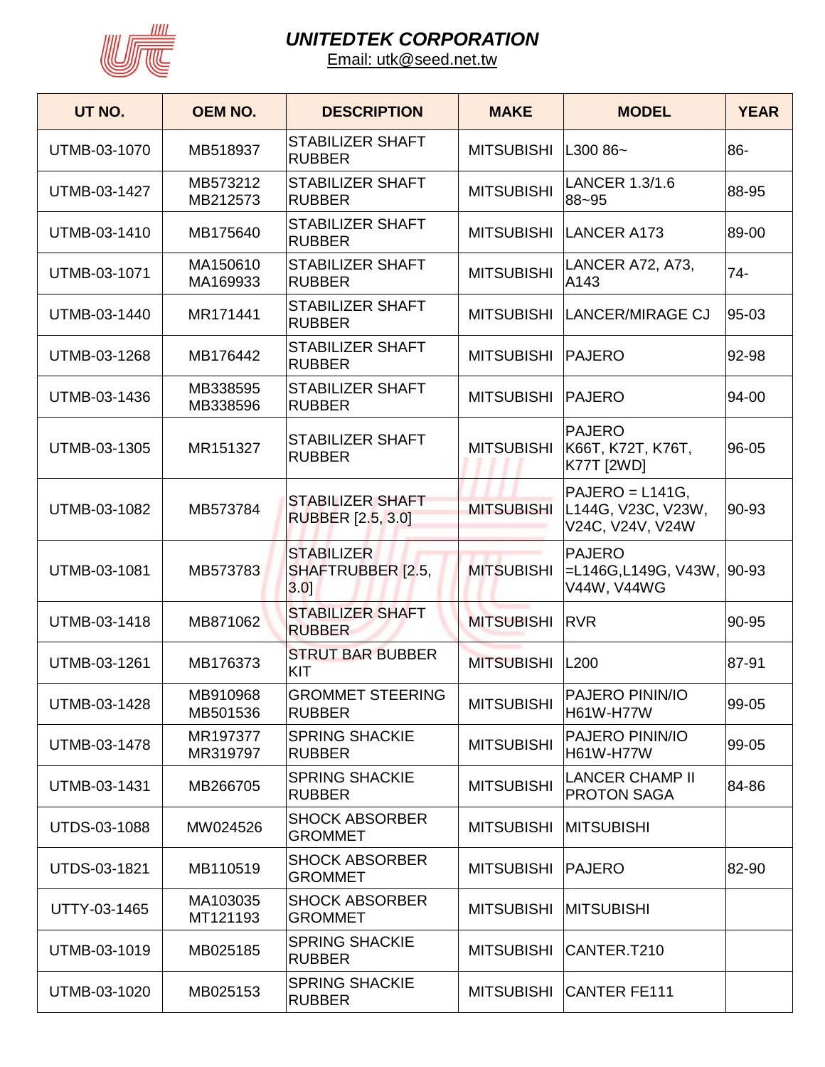# UNITEDTEK CORPORATION

Email: utk@seed.net.tw

| UT NO. | OEM NO. | DESCRIPTION | MAKE | MODEL | YEAR |
|---|---|---|---|---|---|
| UTMB-03-1070 | MB518937 | STABILIZER SHAFT RUBBER | MITSUBISHI | L300 86~ | 86- |
| UTMB-03-1427 | MB573212 MB212573 | STABILIZER SHAFT RUBBER | MITSUBISHI | LANCER 1.3/1.6 88~95 | 88-95 |
| UTMB-03-1410 | MB175640 | STABILIZER SHAFT RUBBER | MITSUBISHI | LANCER A173 | 89-00 |
| UTMB-03-1071 | MA150610 MA169933 | STABILIZER SHAFT RUBBER | MITSUBISHI | LANCER A72, A73, A143 | 74- |
| UTMB-03-1440 | MR171441 | STABILIZER SHAFT RUBBER | MITSUBISHI | LANCER/MIRAGE CJ | 95-03 |
| UTMB-03-1268 | MB176442 | STABILIZER SHAFT RUBBER | MITSUBISHI | PAJERO | 92-98 |
| UTMB-03-1436 | MB338595 MB338596 | STABILIZER SHAFT RUBBER | MITSUBISHI | PAJERO | 94-00 |
| UTMB-03-1305 | MR151327 | STABILIZER SHAFT RUBBER | MITSUBISHI | PAJERO K66T, K72T, K76T, K77T [2WD] | 96-05 |
| UTMB-03-1082 | MB573784 | STABILIZER SHAFT RUBBER [2.5, 3.0] | MITSUBISHI | PAJERO = L141G, L144G, V23C, V23W, V24C, V24V, V24W | 90-93 |
| UTMB-03-1081 | MB573783 | STABILIZER SHAFTRUBBER [2.5, 3.0] | MITSUBISHI | PAJERO =L146G,L149G, V43W, V44W, V44WG | 90-93 |
| UTMB-03-1418 | MB871062 | STABILIZER SHAFT RUBBER | MITSUBISHI | RVR | 90-95 |
| UTMB-03-1261 | MB176373 | STRUT BAR BUBBER KIT | MITSUBISHI | L200 | 87-91 |
| UTMB-03-1428 | MB910968 MB501536 | GROMMET STEERING RUBBER | MITSUBISHI | PAJERO PININ/IO H61W-H77W | 99-05 |
| UTMB-03-1478 | MR197377 MR319797 | SPRING SHACKIE RUBBER | MITSUBISHI | PAJERO PININ/IO H61W-H77W | 99-05 |
| UTMB-03-1431 | MB266705 | SPRING SHACKIE RUBBER | MITSUBISHI | LANCER CHAMP II PROTON SAGA | 84-86 |
| UTDS-03-1088 | MW024526 | SHOCK ABSORBER GROMMET | MITSUBISHI | MITSUBISHI | |
| UTDS-03-1821 | MB110519 | SHOCK ABSORBER GROMMET | MITSUBISHI | PAJERO | 82-90 |
| UTTY-03-1465 | MA103035 MT121193 | SHOCK ABSORBER GROMMET | MITSUBISHI | MITSUBISHI | |
| UTMB-03-1019 | MB025185 | SPRING SHACKIE RUBBER | MITSUBISHI | CANTER.T210 | |
| UTMB-03-1020 | MB025153 | SPRING SHACKIE RUBBER | MITSUBISHI | CANTER FE111 | |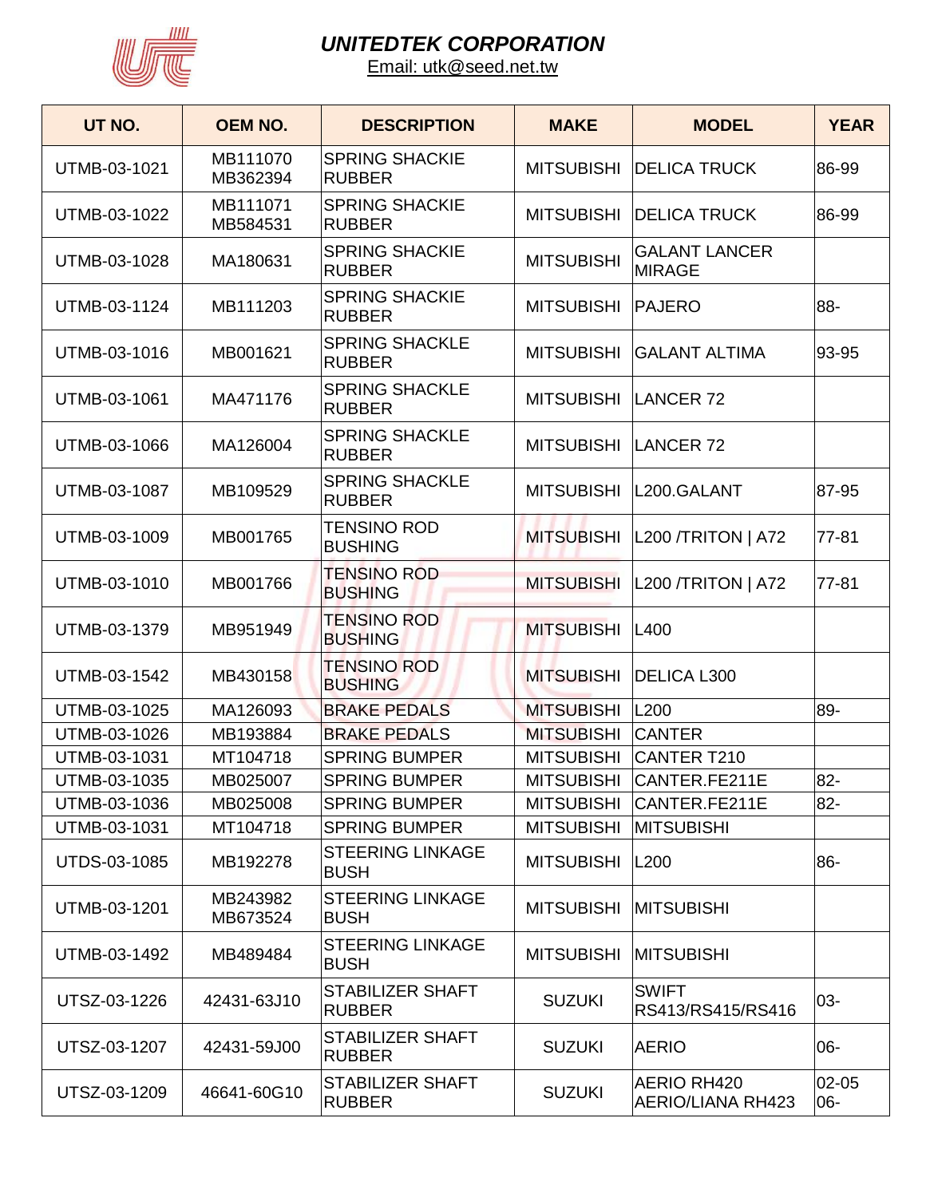# UNITEDTEK CORPORATION

Email: utk@seed.net.tw

| UT NO. | OEM NO. | DESCRIPTION | MAKE | MODEL | YEAR |
|---|---|---|---|---|---|
| UTMB-03-1021 | MB111070 MB362394 | SPRING SHACKIE RUBBER | MITSUBISHI | DELICA TRUCK | 86-99 |
| UTMB-03-1022 | MB111071 MB584531 | SPRING SHACKIE RUBBER | MITSUBISHI | DELICA TRUCK | 86-99 |
| UTMB-03-1028 | MA180631 | SPRING SHACKIE RUBBER | MITSUBISHI | GALANT LANCER MIRAGE | |
| UTMB-03-1124 | MB111203 | SPRING SHACKIE RUBBER | MITSUBISHI | PAJERO | 88- |
| UTMB-03-1016 | MB001621 | SPRING SHACKLE RUBBER | MITSUBISHI | GALANT ALTIMA | 93-95 |
| UTMB-03-1061 | MA471176 | SPRING SHACKLE RUBBER | MITSUBISHI | LANCER 72 | |
| UTMB-03-1066 | MA126004 | SPRING SHACKLE RUBBER | MITSUBISHI | LANCER 72 | |
| UTMB-03-1087 | MB109529 | SPRING SHACKLE RUBBER | MITSUBISHI | L200.GALANT | 87-95 |
| UTMB-03-1009 | MB001765 | TENSINO ROD BUSHING | MITSUBISHI | L200 /TRITON \| A72 | 77-81 |
| UTMB-03-1010 | MB001766 | TENSINO ROD BUSHING | MITSUBISHI | L200 /TRITON \| A72 | 77-81 |
| UTMB-03-1379 | MB951949 | TENSINO ROD BUSHING | MITSUBISHI | L400 | |
| UTMB-03-1542 | MB430158 | TENSINO ROD BUSHING | MITSUBISHI | DELICA L300 | |
| UTMB-03-1025 | MA126093 | BRAKE PEDALS | MITSUBISHI | L200 | 89- |
| UTMB-03-1026 | MB193884 | BRAKE PEDALS | MITSUBISHI | CANTER | |
| UTMB-03-1031 | MT104718 | SPRING BUMPER | MITSUBISHI | CANTER T210 | |
| UTMB-03-1035 | MB025007 | SPRING BUMPER | MITSUBISHI | CANTER.FE211E | 82- |
| UTMB-03-1036 | MB025008 | SPRING BUMPER | MITSUBISHI | CANTER.FE211E | 82- |
| UTMB-03-1031 | MT104718 | SPRING BUMPER | MITSUBISHI | MITSUBISHI | |
| UTDS-03-1085 | MB192278 | STEERING LINKAGE BUSH | MITSUBISHI | L200 | 86- |
| UTMB-03-1201 | MB243982 MB673524 | STEERING LINKAGE BUSH | MITSUBISHI | MITSUBISHI | |
| UTMB-03-1492 | MB489484 | STEERING LINKAGE BUSH | MITSUBISHI | MITSUBISHI | |
| UTSZ-03-1226 | 42431-63J10 | STABILIZER SHAFT RUBBER | SUZUKI | SWIFT RS413/RS415/RS416 | 03- |
| UTSZ-03-1207 | 42431-59J00 | STABILIZER SHAFT RUBBER | SUZUKI | AERIO | 06- |
| UTSZ-03-1209 | 46641-60G10 | STABILIZER SHAFT RUBBER | SUZUKI | AERIO RH420 AERIO/LIANA RH423 | 02-05 06- |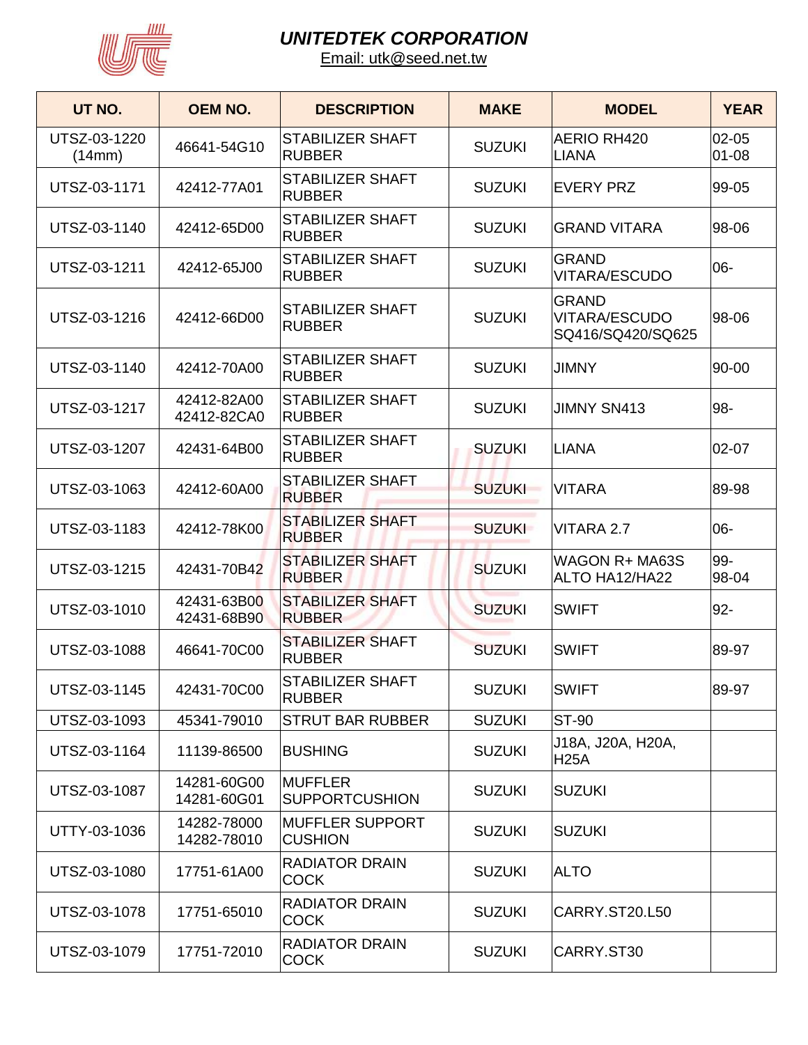# UNITEDTEK CORPORATION

Email: utk@seed.net.tw

| UT NO. | OEM NO. | DESCRIPTION | MAKE | MODEL | YEAR |
|---|---|---|---|---|---|
| UTSZ-03-1220 (14mm) | 46641-54G10 | STABILIZER SHAFT RUBBER | SUZUKI | AERIO RH420 LIANA | 02-05 01-08 |
| UTSZ-03-1171 | 42412-77A01 | STABILIZER SHAFT RUBBER | SUZUKI | EVERY PRZ | 99-05 |
| UTSZ-03-1140 | 42412-65D00 | STABILIZER SHAFT RUBBER | SUZUKI | GRAND VITARA | 98-06 |
| UTSZ-03-1211 | 42412-65J00 | STABILIZER SHAFT RUBBER | SUZUKI | GRAND VITARA/ESCUDO | 06- |
| UTSZ-03-1216 | 42412-66D00 | STABILIZER SHAFT RUBBER | SUZUKI | GRAND VITARA/ESCUDO SQ416/SQ420/SQ625 | 98-06 |
| UTSZ-03-1140 | 42412-70A00 | STABILIZER SHAFT RUBBER | SUZUKI | JIMNY | 90-00 |
| UTSZ-03-1217 | 42412-82A00 42412-82CA0 | STABILIZER SHAFT RUBBER | SUZUKI | JIMNY SN413 | 98- |
| UTSZ-03-1207 | 42431-64B00 | STABILIZER SHAFT RUBBER | SUZUKI | LIANA | 02-07 |
| UTSZ-03-1063 | 42412-60A00 | STABILIZER SHAFT RUBBER | SUZUKI | VITARA | 89-98 |
| UTSZ-03-1183 | 42412-78K00 | STABILIZER SHAFT RUBBER | SUZUKI | VITARA 2.7 | 06- |
| UTSZ-03-1215 | 42431-70B42 | STABILIZER SHAFT RUBBER | SUZUKI | WAGON R+ MA63S ALTO HA12/HA22 | 99- 98-04 |
| UTSZ-03-1010 | 42431-63B00 42431-68B90 | STABILIZER SHAFT RUBBER | SUZUKI | SWIFT | 92- |
| UTSZ-03-1088 | 46641-70C00 | STABILIZER SHAFT RUBBER | SUZUKI | SWIFT | 89-97 |
| UTSZ-03-1145 | 42431-70C00 | STABILIZER SHAFT RUBBER | SUZUKI | SWIFT | 89-97 |
| UTSZ-03-1093 | 45341-79010 | STRUT BAR RUBBER | SUZUKI | ST-90 | |
| UTSZ-03-1164 | 11139-86500 | BUSHING | SUZUKI | J18A, J20A, H20A, H25A | |
| UTSZ-03-1087 | 14281-60G00 14281-60G01 | MUFFLER SUPPORTCUSHION | SUZUKI | SUZUKI | |
| UTTY-03-1036 | 14282-78000 14282-78010 | MUFFLER SUPPORT CUSHION | SUZUKI | SUZUKI | |
| UTSZ-03-1080 | 17751-61A00 | RADIATOR DRAIN COCK | SUZUKI | ALTO | |
| UTSZ-03-1078 | 17751-65010 | RADIATOR DRAIN COCK | SUZUKI | CARRY.ST20.L50 | |
| UTSZ-03-1079 | 17751-72010 | RADIATOR DRAIN COCK | SUZUKI | CARRY.ST30 | |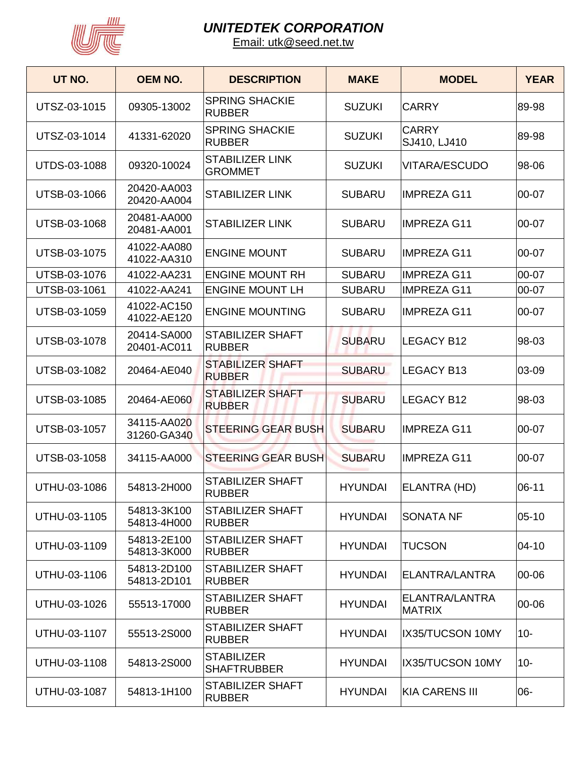## UNITEDTEK CORPORATION

Email: utk@seed.net.tw

| UT NO. | OEM NO. | DESCRIPTION | MAKE | MODEL | YEAR |
|---|---|---|---|---|---|
| UTSZ-03-1015 | 09305-13002 | SPRING SHACKIE RUBBER | SUZUKI | CARRY | 89-98 |
| UTSZ-03-1014 | 41331-62020 | SPRING SHACKIE RUBBER | SUZUKI | CARRY SJ410, LJ410 | 89-98 |
| UTDS-03-1088 | 09320-10024 | STABILIZER LINK GROMMET | SUZUKI | VITARA/ESCUDO | 98-06 |
| UTSB-03-1066 | 20420-AA003 20420-AA004 | STABILIZER LINK | SUBARU | IMPREZA G11 | 00-07 |
| UTSB-03-1068 | 20481-AA000 20481-AA001 | STABILIZER LINK | SUBARU | IMPREZA G11 | 00-07 |
| UTSB-03-1075 | 41022-AA080 41022-AA310 | ENGINE MOUNT | SUBARU | IMPREZA G11 | 00-07 |
| UTSB-03-1076 | 41022-AA231 | ENGINE MOUNT RH | SUBARU | IMPREZA G11 | 00-07 |
| UTSB-03-1061 | 41022-AA241 | ENGINE MOUNT LH | SUBARU | IMPREZA G11 | 00-07 |
| UTSB-03-1059 | 41022-AC150 41022-AE120 | ENGINE MOUNTING | SUBARU | IMPREZA G11 | 00-07 |
| UTSB-03-1078 | 20414-SA000 20401-AC011 | STABILIZER SHAFT RUBBER | SUBARU | LEGACY B12 | 98-03 |
| UTSB-03-1082 | 20464-AE040 | STABILIZER SHAFT RUBBER | SUBARU | LEGACY B13 | 03-09 |
| UTSB-03-1085 | 20464-AE060 | STABILIZER SHAFT RUBBER | SUBARU | LEGACY B12 | 98-03 |
| UTSB-03-1057 | 34115-AA020 31260-GA340 | STEERING GEAR BUSH | SUBARU | IMPREZA G11 | 00-07 |
| UTSB-03-1058 | 34115-AA000 | STEERING GEAR BUSH | SUBARU | IMPREZA G11 | 00-07 |
| UTHU-03-1086 | 54813-2H000 | STABILIZER SHAFT RUBBER | HYUNDAI | ELANTRA (HD) | 06-11 |
| UTHU-03-1105 | 54813-3K100 54813-4H000 | STABILIZER SHAFT RUBBER | HYUNDAI | SONATA NF | 05-10 |
| UTHU-03-1109 | 54813-2E100 54813-3K000 | STABILIZER SHAFT RUBBER | HYUNDAI | TUCSON | 04-10 |
| UTHU-03-1106 | 54813-2D100 54813-2D101 | STABILIZER SHAFT RUBBER | HYUNDAI | ELANTRA/LANTRA | 00-06 |
| UTHU-03-1026 | 55513-17000 | STABILIZER SHAFT RUBBER | HYUNDAI | ELANTRA/LANTRA MATRIX | 00-06 |
| UTHU-03-1107 | 55513-2S000 | STABILIZER SHAFT RUBBER | HYUNDAI | IX35/TUCSON 10MY | 10- |
| UTHU-03-1108 | 54813-2S000 | STABILIZER SHAFTRUBBER | HYUNDAI | IX35/TUCSON 10MY | 10- |
| UTHU-03-1087 | 54813-1H100 | STABILIZER SHAFT RUBBER | HYUNDAI | KIA CARENS III | 06- |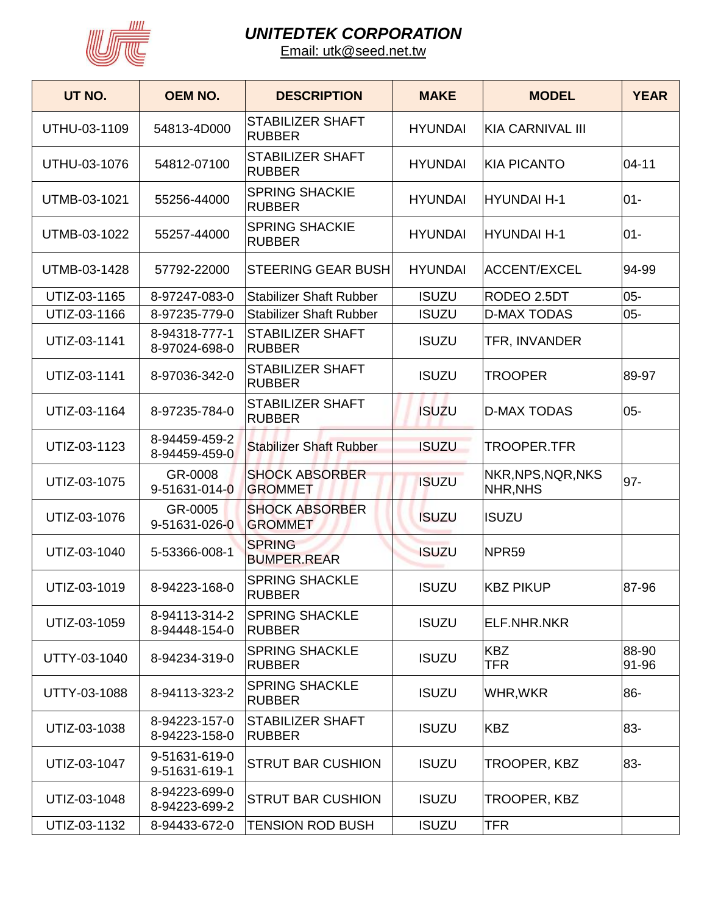## UNITEDTEK CORPORATION

Email: utk@seed.net.tw

| UT NO. | OEM NO. | DESCRIPTION | MAKE | MODEL | YEAR |
|---|---|---|---|---|---|
| UTHU-03-1109 | 54813-4D000 | STABILIZER SHAFT RUBBER | HYUNDAI | KIA CARNIVAL III | |
| UTHU-03-1076 | 54812-07100 | STABILIZER SHAFT RUBBER | HYUNDAI | KIA PICANTO | 04-11 |
| UTMB-03-1021 | 55256-44000 | SPRING SHACKIE RUBBER | HYUNDAI | HYUNDAI H-1 | 01- |
| UTMB-03-1022 | 55257-44000 | SPRING SHACKIE RUBBER | HYUNDAI | HYUNDAI H-1 | 01- |
| UTMB-03-1428 | 57792-22000 | STEERING GEAR BUSH | HYUNDAI | ACCENT/EXCEL | 94-99 |
| UTIZ-03-1165 | 8-97247-083-0 | Stabilizer Shaft Rubber | ISUZU | RODEO 2.5DT | 05- |
| UTIZ-03-1166 | 8-97235-779-0 | Stabilizer Shaft Rubber | ISUZU | D-MAX TODAS | 05- |
| UTIZ-03-1141 | 8-94318-777-1<br>8-97024-698-0 | STABILIZER SHAFT RUBBER | ISUZU | TFR, INVANDER | |
| UTIZ-03-1141 | 8-97036-342-0 | STABILIZER SHAFT RUBBER | ISUZU | TROOPER | 89-97 |
| UTIZ-03-1164 | 8-97235-784-0 | STABILIZER SHAFT RUBBER | ISUZU | D-MAX TODAS | 05- |
| UTIZ-03-1123 | 8-94459-459-2<br>8-94459-459-0 | Stabilizer Shaft Rubber | ISUZU | TROOPER.TFR | |
| UTIZ-03-1075 | GR-0008<br>9-51631-014-0 | SHOCK ABSORBER GROMMET | ISUZU | NKR,NPS,NQR,NKS<br>NHR,NHS | 97- |
| UTIZ-03-1076 | GR-0005<br>9-51631-026-0 | SHOCK ABSORBER GROMMET | ISUZU | ISUZU | |
| UTIZ-03-1040 | 5-53366-008-1 | SPRING BUMPER.REAR | ISUZU | NPR59 | |
| UTIZ-03-1019 | 8-94223-168-0 | SPRING SHACKLE RUBBER | ISUZU | KBZ PIKUP | 87-96 |
| UTIZ-03-1059 | 8-94113-314-2<br>8-94448-154-0 | SPRING SHACKLE RUBBER | ISUZU | ELF.NHR.NKR | |
| UTTY-03-1040 | 8-94234-319-0 | SPRING SHACKLE RUBBER | ISUZU | KBZ<br>TFR | 88-90<br>91-96 |
| UTTY-03-1088 | 8-94113-323-2 | SPRING SHACKLE RUBBER | ISUZU | WHR,WKR | 86- |
| UTIZ-03-1038 | 8-94223-157-0<br>8-94223-158-0 | STABILIZER SHAFT RUBBER | ISUZU | KBZ | 83- |
| UTIZ-03-1047 | 9-51631-619-0<br>9-51631-619-1 | STRUT BAR CUSHION | ISUZU | TROOPER, KBZ | 83- |
| UTIZ-03-1048 | 8-94223-699-0<br>8-94223-699-2 | STRUT BAR CUSHION | ISUZU | TROOPER, KBZ | |
| UTIZ-03-1132 | 8-94433-672-0 | TENSION ROD BUSH | ISUZU | TFR | |